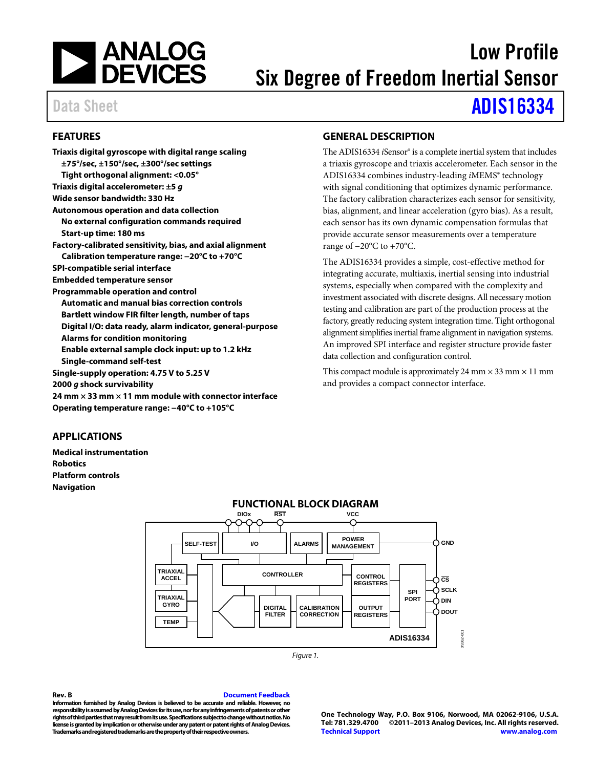# Low Profile Six Degree of Freedom Inertial Sensor

Data Sheet **ADIS16334**

## FEATURES

**Triaxis digital gyroscope with digital range scaling**
- **±75°/sec, ±150°/sec, ±300°/sec settings**
- **Tight orthogonal alignment: <0.05°**

**Triaxis digital accelerometer: ±5 *g***

**Wide sensor bandwidth: 330 Hz**

**Autonomous operation and data collection**
- **No external configuration commands required**
- **Start-up time: 180 ms**

**Factory-calibrated sensitivity, bias, and axial alignment**
- **Calibration temperature range: −20°C to +70°C**

**SPI-compatible serial interface**

**Embedded temperature sensor**

**Programmable operation and control**
- **Automatic and manual bias correction controls**
- **Bartlett window FIR filter length, number of taps**
- **Digital I/O: data ready, alarm indicator, general-purpose**
- **Alarms for condition monitoring**
- **Enable external sample clock input: up to 1.2 kHz**
- **Single-command self-test**

**Single-supply operation: 4.75 V to 5.25 V**

**2000 *g* shock survivability**

**24 mm × 33 mm × 11 mm module with connector interface**

**Operating temperature range: −40°C to +105°C**

## APPLICATIONS

**Medical instrumentation**
**Robotics**
**Platform controls**
**Navigation**

## GENERAL DESCRIPTION

The ADIS16334 *i*Sensor® is a complete inertial system that includes a triaxis gyroscope and triaxis accelerometer. Each sensor in the ADIS16334 combines industry-leading *i*MEMS® technology with signal conditioning that optimizes dynamic performance. The factory calibration characterizes each sensor for sensitivity, bias, alignment, and linear acceleration (gyro bias). As a result, each sensor has its own dynamic compensation formulas that provide accurate sensor measurements over a temperature range of −20°C to +70°C.

The ADIS16334 provides a simple, cost-effective method for integrating accurate, multiaxis, inertial sensing into industrial systems, especially when compared with the complexity and investment associated with discrete designs. All necessary motion testing and calibration are part of the production process at the factory, greatly reducing system integration time. Tight orthogonal alignment simplifies inertial frame alignment in navigation systems. An improved SPI interface and register structure provide faster data collection and configuration control.

This compact module is approximately 24 mm × 33 mm × 11 mm and provides a compact connector interface.

## FUNCTIONAL BLOCK DIAGRAM

Figure 1.

Rev. B

Information furnished by Analog Devices is believed to be accurate and reliable. However, no responsibility is assumed by Analog Devices for its use, nor for any infringements of patents or other rights of third parties that may result from its use. Specifications subject to change without notice. No license is granted by implication or otherwise under any patent or patent rights of Analog Devices. Trademarks and registered trademarks are the property of their respective owners.

One Technology Way, P.O. Box 9106, Norwood, MA 02062-9106, U.S.A.
Tel: 781.329.4700 ©2011–2013 Analog Devices, Inc. All rights reserved.
Technical Support www.analog.com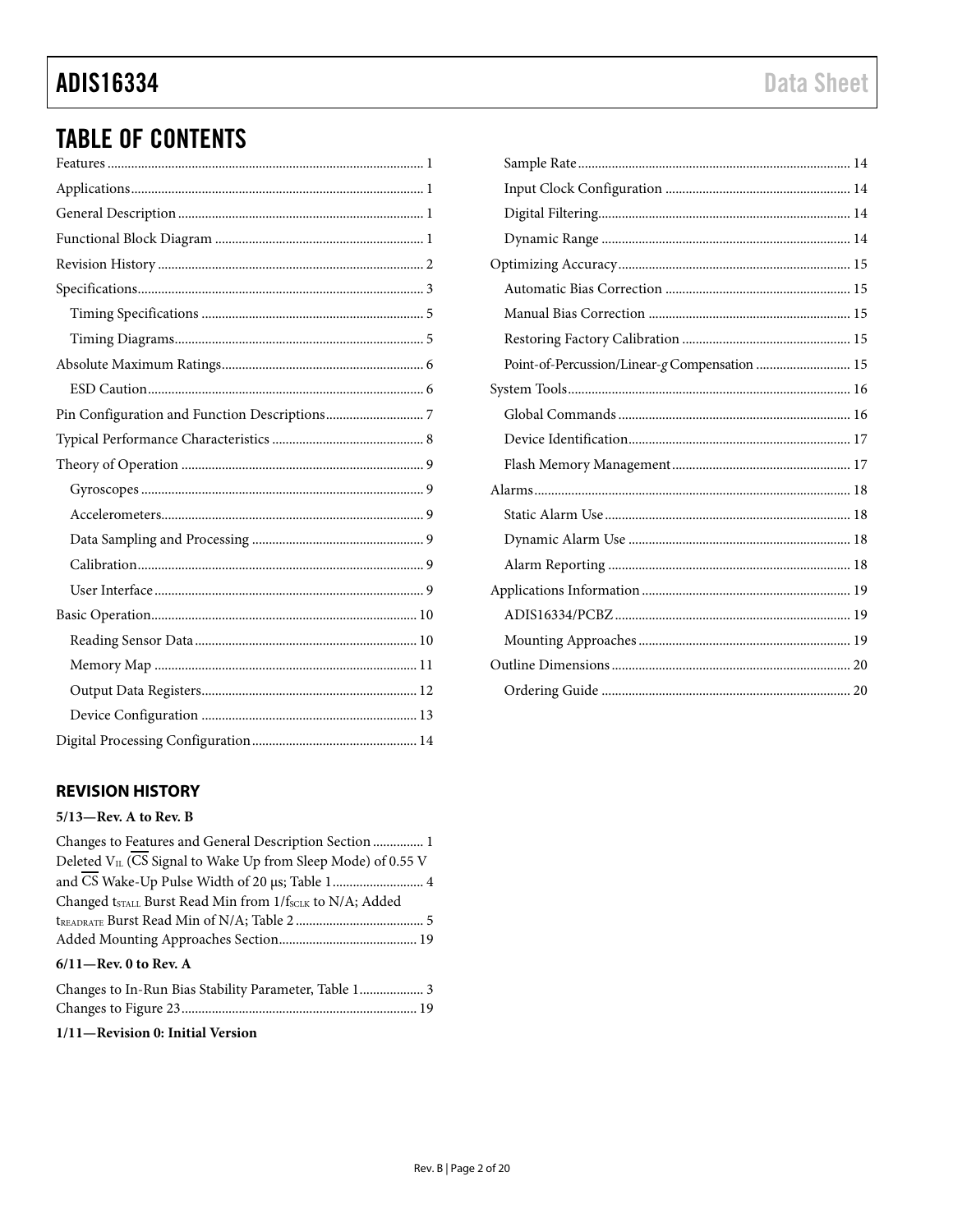## TABLE OF CONTENTS

Features ..... 1
Applications ..... 1
General Description ..... 1
Functional Block Diagram ..... 1
Revision History ..... 2
Specifications ..... 3
  Timing Specifications ..... 5
  Timing Diagrams ..... 5
Absolute Maximum Ratings ..... 6
  ESD Caution ..... 6
Pin Configuration and Function Descriptions ..... 7
Typical Performance Characteristics ..... 8
Theory of Operation ..... 9
  Gyroscopes ..... 9
  Accelerometers ..... 9
  Data Sampling and Processing ..... 9
  Calibration ..... 9
  User Interface ..... 9
Basic Operation ..... 10
  Reading Sensor Data ..... 10
  Memory Map ..... 11
  Output Data Registers ..... 12
  Device Configuration ..... 13
Digital Processing Configuration ..... 14
  Sample Rate ..... 14
  Input Clock Configuration ..... 14
  Digital Filtering ..... 14
  Dynamic Range ..... 14
Optimizing Accuracy ..... 15
  Automatic Bias Correction ..... 15
  Manual Bias Correction ..... 15
  Restoring Factory Calibration ..... 15
  Point-of-Percussion/Linear-*g* Compensation ..... 15
System Tools ..... 16
  Global Commands ..... 16
  Device Identification ..... 17
  Flash Memory Management ..... 17
Alarms ..... 18
  Static Alarm Use ..... 18
  Dynamic Alarm Use ..... 18
  Alarm Reporting ..... 18
Applications Information ..... 19
  ADIS16334/PCBZ ..... 19
  Mounting Approaches ..... 19
Outline Dimensions ..... 20
  Ordering Guide ..... 20

### REVISION HISTORY

**5/13—Rev. A to Rev. B**

Changes to Features and General Description Section ..... 1
Deleted $V_{IL}$ ($\overline{CS}$ Signal to Wake Up from Sleep Mode) of 0.55 V and $\overline{CS}$ Wake-Up Pulse Width of 20 µs; Table 1 ..... 4
Changed $t_{STALL}$ Burst Read Min from $1/f_{SCLK}$ to N/A; Added $t_{READRATE}$ Burst Read Min of N/A; Table 2 ..... 5
Added Mounting Approaches Section ..... 19

**6/11—Rev. 0 to Rev. A**

Changes to In-Run Bias Stability Parameter, Table 1 ..... 3
Changes to Figure 23 ..... 19

**1/11—Revision 0: Initial Version**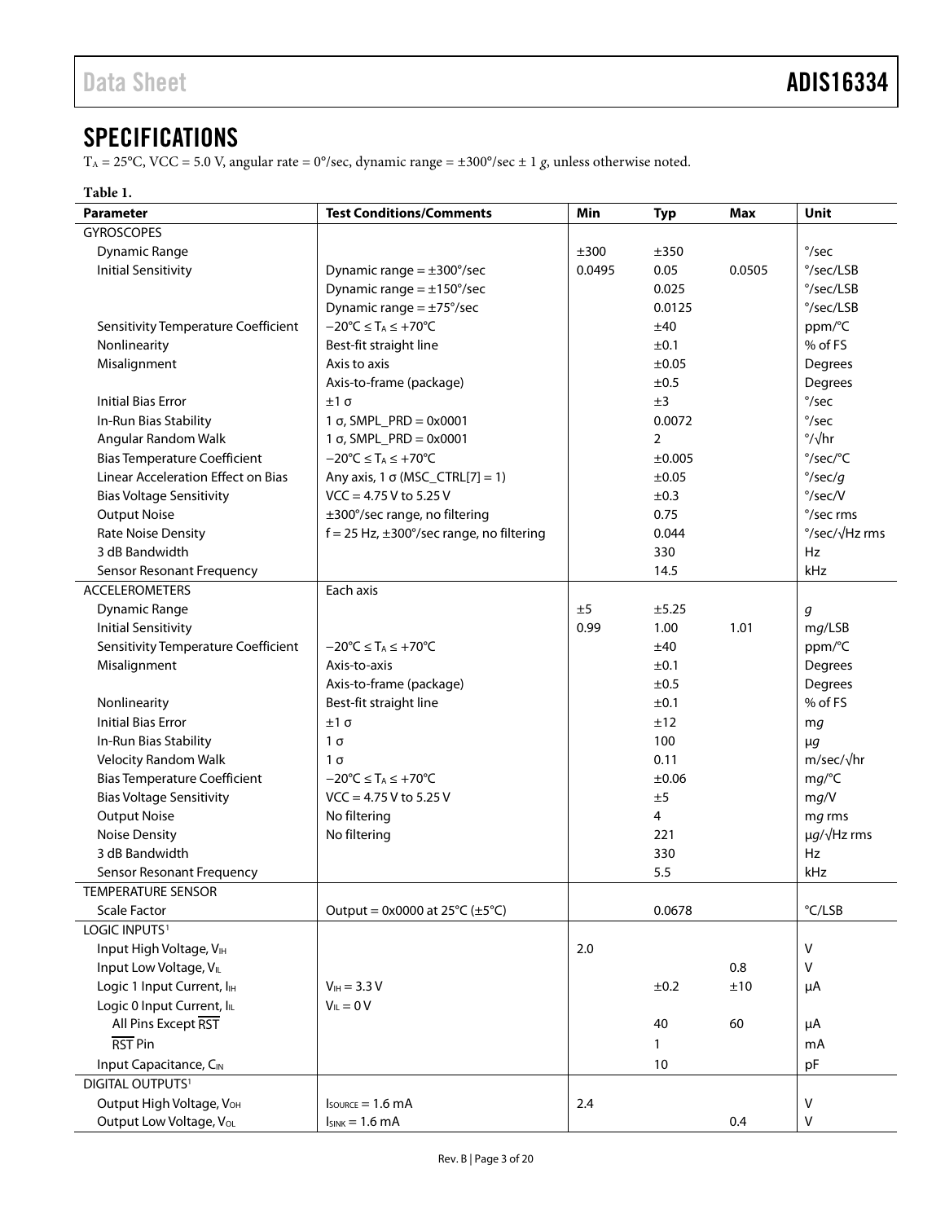## SPECIFICATIONS

$T_A$ = 25°C, VCC = 5.0 V, angular rate = 0°/sec, dynamic range = ±300°/sec ± 1 *g*, unless otherwise noted.

**Table 1.**

| Parameter | Test Conditions/Comments | Min | Typ | Max | Unit |
|---|---|---|---|---|---|
| GYROSCOPES | | | | | |
| Dynamic Range | | ±300 | ±350 | | °/sec |
| Initial Sensitivity | Dynamic range = ±300°/sec | 0.0495 | 0.05 | 0.0505 | °/sec/LSB |
| | Dynamic range = ±150°/sec | | 0.025 | | °/sec/LSB |
| | Dynamic range = ±75°/sec | | 0.0125 | | °/sec/LSB |
| Sensitivity Temperature Coefficient | −20°C ≤ $T_A$ ≤ +70°C | | ±40 | | ppm/°C |
| Nonlinearity | Best-fit straight line | | ±0.1 | | % of FS |
| Misalignment | Axis to axis | | ±0.05 | | Degrees |
| | Axis-to-frame (package) | | ±0.5 | | Degrees |
| Initial Bias Error | ±1 σ | | ±3 | | °/sec |
| In-Run Bias Stability | 1 σ, SMPL_PRD = 0x0001 | | 0.0072 | | °/sec |
| Angular Random Walk | 1 σ, SMPL_PRD = 0x0001 | | 2 | | °/√hr |
| Bias Temperature Coefficient | −20°C ≤ $T_A$ ≤ +70°C | | ±0.005 | | °/sec/°C |
| Linear Acceleration Effect on Bias | Any axis, 1 σ (MSC_CTRL[7] = 1) | | ±0.05 | | °/sec/*g* |
| Bias Voltage Sensitivity | VCC = 4.75 V to 5.25 V | | ±0.3 | | °/sec/V |
| Output Noise | ±300°/sec range, no filtering | | 0.75 | | °/sec rms |
| Rate Noise Density | f = 25 Hz, ±300°/sec range, no filtering | | 0.044 | | °/sec/√Hz rms |
| 3 dB Bandwidth | | | 330 | | Hz |
| Sensor Resonant Frequency | | | 14.5 | | kHz |
| ACCELEROMETERS | Each axis | | | | |
| Dynamic Range | | ±5 | ±5.25 | | *g* |
| Initial Sensitivity | | 0.99 | 1.00 | 1.01 | m*g*/LSB |
| Sensitivity Temperature Coefficient | −20°C ≤ $T_A$ ≤ +70°C | | ±40 | | ppm/°C |
| Misalignment | Axis-to-axis | | ±0.1 | | Degrees |
| | Axis-to-frame (package) | | ±0.5 | | Degrees |
| Nonlinearity | Best-fit straight line | | ±0.1 | | % of FS |
| Initial Bias Error | ±1 σ | | ±12 | | m*g* |
| In-Run Bias Stability | 1 σ | | 100 | | μ*g* |
| Velocity Random Walk | 1 σ | | 0.11 | | m/sec/√hr |
| Bias Temperature Coefficient | −20°C ≤ $T_A$ ≤ +70°C | | ±0.06 | | m*g*/°C |
| Bias Voltage Sensitivity | VCC = 4.75 V to 5.25 V | | ±5 | | m*g*/V |
| Output Noise | No filtering | | 4 | | m*g* rms |
| Noise Density | No filtering | | 221 | | μ*g*/√Hz rms |
| 3 dB Bandwidth | | | 330 | | Hz |
| Sensor Resonant Frequency | | | 5.5 | | kHz |
| TEMPERATURE SENSOR | | | | | |
| Scale Factor | Output = 0x0000 at 25°C (±5°C) | | 0.0678 | | °C/LSB |
| LOGIC INPUTS[1] | | | | | |
| Input High Voltage, $V_{IH}$ | | 2.0 | | | V |
| Input Low Voltage, $V_{IL}$ | | | | 0.8 | V |
| Logic 1 Input Current, $I_{IH}$ | $V_{IH}$ = 3.3 V | | ±0.2 | ±10 | μA |
| Logic 0 Input Current, $I_{IL}$ | $V_{IL}$ = 0 V | | | | |
| All Pins Except $\overline{RST}$ | | | 40 | 60 | μA |
| $\overline{RST}$ Pin | | | 1 | | mA |
| Input Capacitance, $C_{IN}$ | | | 10 | | pF |
| DIGITAL OUTPUTS[1] | | | | | |
| Output High Voltage, $V_{OH}$ | $I_{SOURCE}$ = 1.6 mA | 2.4 | | | V |
| Output Low Voltage, $V_{OL}$ | $I_{SINK}$ = 1.6 mA | | | 0.4 | V |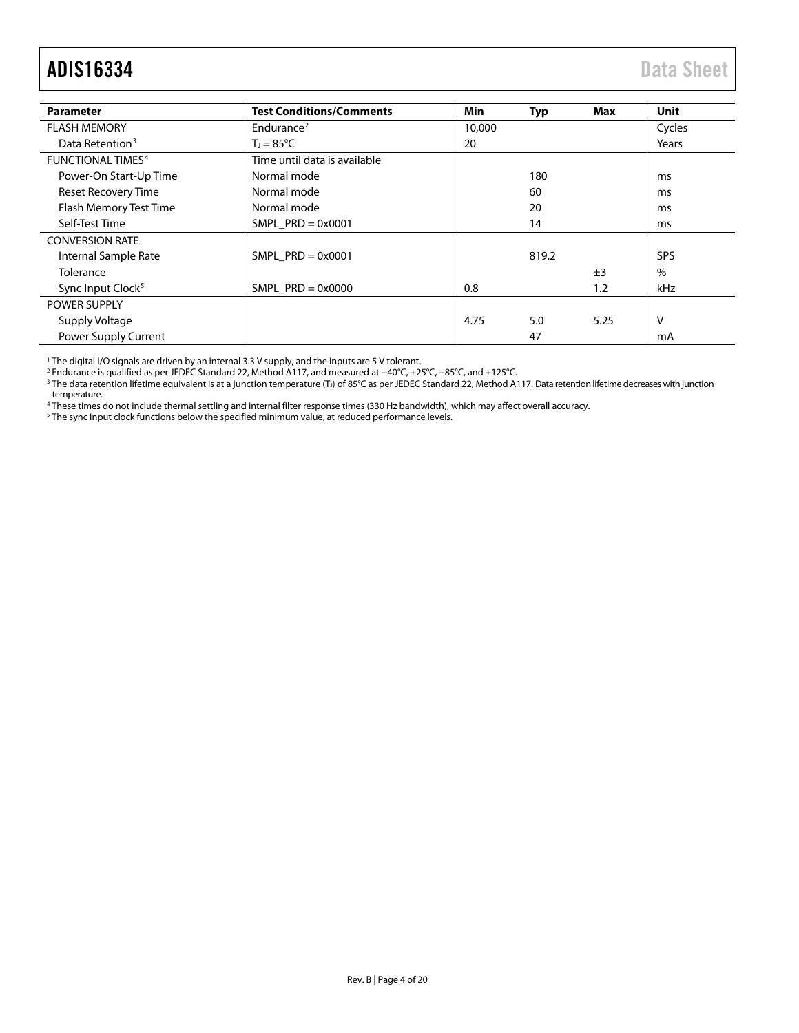| Parameter | Test Conditions/Comments | Min | Typ | Max | Unit |
|---|---|---|---|---|---|
| FLASH MEMORY | Endurance[2] | 10,000 | | | Cycles |
| Data Retention[3] | $T_J = 85°C$ | 20 | | | Years |
| FUNCTIONAL TIMES[4] | Time until data is available | | | | |
| Power-On Start-Up Time | Normal mode | | 180 | | ms |
| Reset Recovery Time | Normal mode | | 60 | | ms |
| Flash Memory Test Time | Normal mode | | 20 | | ms |
| Self-Test Time | SMPL_PRD = 0x0001 | | 14 | | ms |
| CONVERSION RATE | | | | | |
| Internal Sample Rate | SMPL_PRD = 0x0001 | | 819.2 | | SPS |
| Tolerance | | | | ±3 | % |
| Sync Input Clock[5] | SMPL_PRD = 0x0000 | 0.8 | | 1.2 | kHz |
| POWER SUPPLY | | | | | |
| Supply Voltage | | 4.75 | 5.0 | 5.25 | V |
| Power Supply Current | | | 47 | | mA |

[1] The digital I/O signals are driven by an internal 3.3 V supply, and the inputs are 5 V tolerant.

[2] Endurance is qualified as per JEDEC Standard 22, Method A117, and measured at −40°C, +25°C, +85°C, and +125°C.

[3] The data retention lifetime equivalent is at a junction temperature ($T_J$) of 85°C as per JEDEC Standard 22, Method A117. Data retention lifetime decreases with junction temperature.

[4] These times do not include thermal settling and internal filter response times (330 Hz bandwidth), which may affect overall accuracy.

[5] The sync input clock functions below the specified minimum value, at reduced performance levels.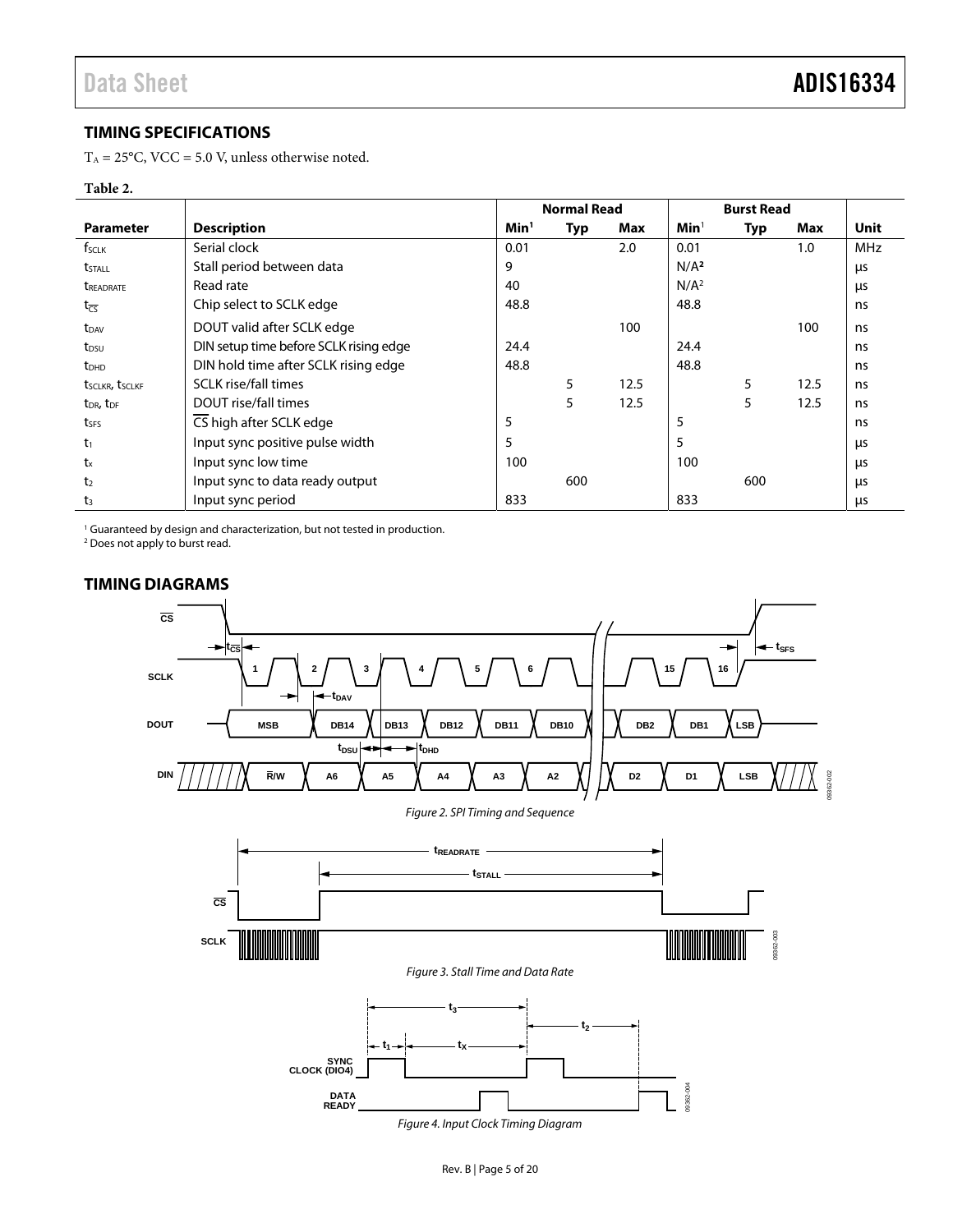## TIMING SPECIFICATIONS

$T_A = 25°C$, VCC = 5.0 V, unless otherwise noted.

**Table 2.**

| | | Normal Read | | | Burst Read | | | |
|---|---|---|---|---|---|---|---|---|
| **Parameter** | **Description** | **Min**[1] | **Typ** | **Max** | **Min**[1] | **Typ** | **Max** | **Unit** |
| $f_{SCLK}$ | Serial clock | 0.01 | | 2.0 | 0.01 | | 1.0 | MHz |
| $t_{STALL}$ | Stall period between data | 9 | | | N/A[2] | | | μs |
| $t_{READRATE}$ | Read rate | 40 | | | N/A[2] | | | μs |
| $t_{\overline{CS}}$ | Chip select to SCLK edge | 48.8 | | | 48.8 | | | ns |
| $t_{DAV}$ | DOUT valid after SCLK edge | | | 100 | | | 100 | ns |
| $t_{DSU}$ | DIN setup time before SCLK rising edge | 24.4 | | | 24.4 | | | ns |
| $t_{DHD}$ | DIN hold time after SCLK rising edge | 48.8 | | | 48.8 | | | ns |
| $t_{SCLKR}$, $t_{SCLKF}$ | SCLK rise/fall times | | 5 | 12.5 | | 5 | 12.5 | ns |
| $t_{DR}$, $t_{DF}$ | DOUT rise/fall times | | 5 | 12.5 | | 5 | 12.5 | ns |
| $t_{SFS}$ | $\overline{CS}$ high after SCLK edge | 5 | | | 5 | | | ns |
| $t_1$ | Input sync positive pulse width | 5 | | | 5 | | | μs |
| $t_x$ | Input sync low time | 100 | | | 100 | | | μs |
| $t_2$ | Input sync to data ready output | | 600 | | | 600 | | μs |
| $t_3$ | Input sync period | 833 | | | 833 | | | μs |

[1] Guaranteed by design and characterization, but not tested in production.
[2] Does not apply to burst read.

## TIMING DIAGRAMS

*Figure 2. SPI Timing and Sequence*

*Figure 3. Stall Time and Data Rate*

*Figure 4. Input Clock Timing Diagram*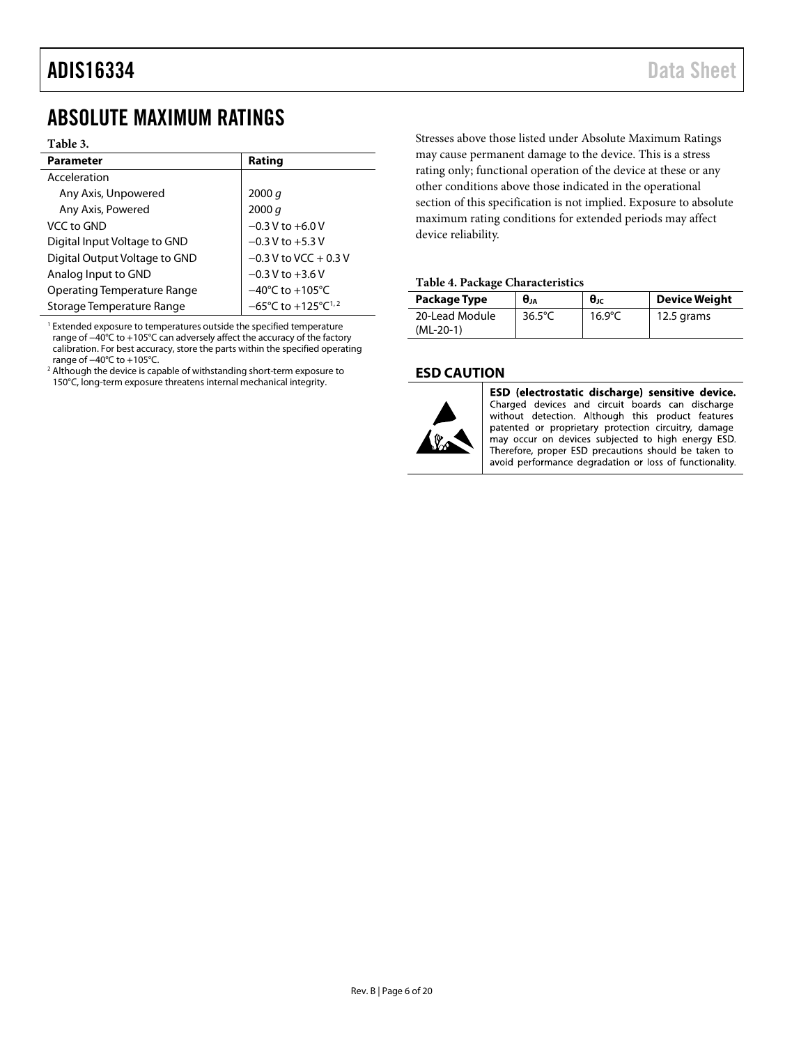# ABSOLUTE MAXIMUM RATINGS

**Table 3.**

| Parameter | Rating |
|---|---|
| Acceleration | |
| Any Axis, Unpowered | 2000 *g* |
| Any Axis, Powered | 2000 *g* |
| VCC to GND | −0.3 V to +6.0 V |
| Digital Input Voltage to GND | −0.3 V to +5.3 V |
| Digital Output Voltage to GND | −0.3 V to VCC + 0.3 V |
| Analog Input to GND | −0.3 V to +3.6 V |
| Operating Temperature Range | −40°C to +105°C |
| Storage Temperature Range | −65°C to +125°C[1, 2] |

[1] Extended exposure to temperatures outside the specified temperature range of −40°C to +105°C can adversely affect the accuracy of the factory calibration. For best accuracy, store the parts within the specified operating range of −40°C to +105°C.

[2] Although the device is capable of withstanding short-term exposure to 150°C, long-term exposure threatens internal mechanical integrity.

Stresses above those listed under Absolute Maximum Ratings may cause permanent damage to the device. This is a stress rating only; functional operation of the device at these or any other conditions above those indicated in the operational section of this specification is not implied. Exposure to absolute maximum rating conditions for extended periods may affect device reliability.

**Table 4. Package Characteristics**

| Package Type | $\theta_{JA}$ | $\theta_{JC}$ | Device Weight |
|---|---|---|---|
| 20-Lead Module (ML-20-1) | 36.5°C | 16.9°C | 12.5 grams |

## ESD CAUTION

**ESD (electrostatic discharge) sensitive device.** Charged devices and circuit boards can discharge without detection. Although this product features patented or proprietary protection circuitry, damage may occur on devices subjected to high energy ESD. Therefore, proper ESD precautions should be taken to avoid performance degradation or loss of functionality.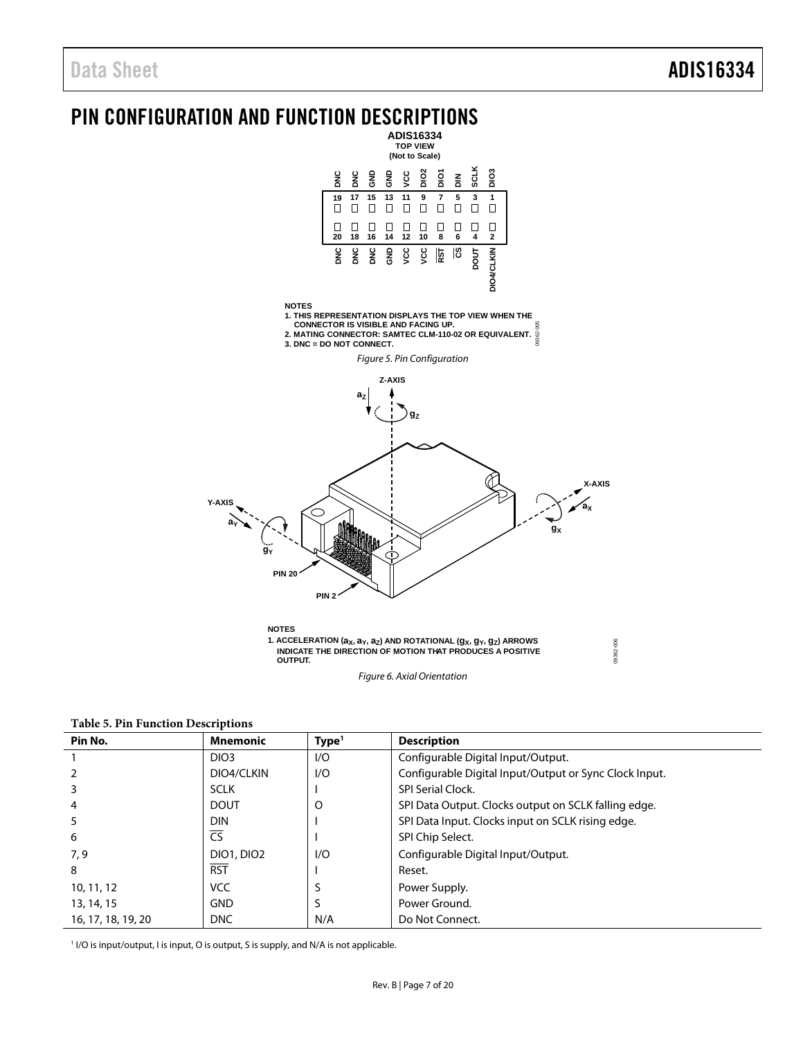# PIN CONFIGURATION AND FUNCTION DESCRIPTIONS

NOTES
1. THIS REPRESENTATION DISPLAYS THE TOP VIEW WHEN THE CONNECTOR IS VISIBLE AND FACING UP.
2. MATING CONNECTOR: SAMTEC CLM-110-02 OR EQUIVALENT.
3. DNC = DO NOT CONNECT.

*Figure 5. Pin Configuration*

NOTES
1. ACCELERATION ($a_X$, $a_Y$, $a_Z$) AND ROTATIONAL ($g_X$, $g_Y$, $g_Z$) ARROWS INDICATE THE DIRECTION OF MOTION THAT PRODUCES A POSITIVE OUTPUT.

*Figure 6. Axial Orientation*

**Table 5. Pin Function Descriptions**

| Pin No. | Mnemonic | Type[1] | Description |
|---|---|---|---|
| 1 | DIO3 | I/O | Configurable Digital Input/Output. |
| 2 | DIO4/CLKIN | I/O | Configurable Digital Input/Output or Sync Clock Input. |
| 3 | SCLK | I | SPI Serial Clock. |
| 4 | DOUT | O | SPI Data Output. Clocks output on SCLK falling edge. |
| 5 | DIN | I | SPI Data Input. Clocks input on SCLK rising edge. |
| 6 | $\overline{\text{CS}}$ | I | SPI Chip Select. |
| 7, 9 | DIO1, DIO2 | I/O | Configurable Digital Input/Output. |
| 8 | $\overline{\text{RST}}$ | I | Reset. |
| 10, 11, 12 | VCC | S | Power Supply. |
| 13, 14, 15 | GND | S | Power Ground. |
| 16, 17, 18, 19, 20 | DNC | N/A | Do Not Connect. |

[1] I/O is input/output, I is input, O is output, S is supply, and N/A is not applicable.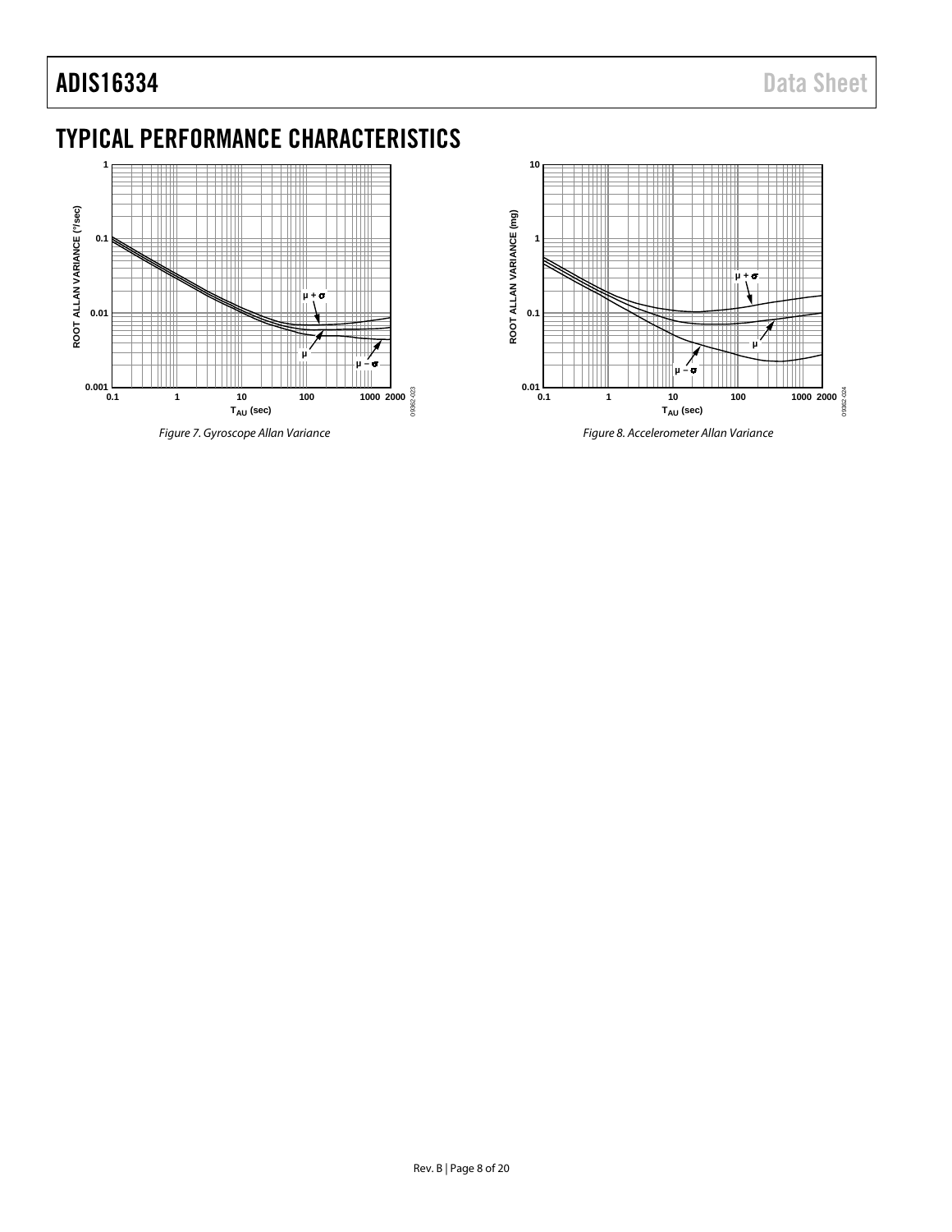# TYPICAL PERFORMANCE CHARACTERISTICS

*Figure 7. Gyroscope Allan Variance*

*Figure 8. Accelerometer Allan Variance*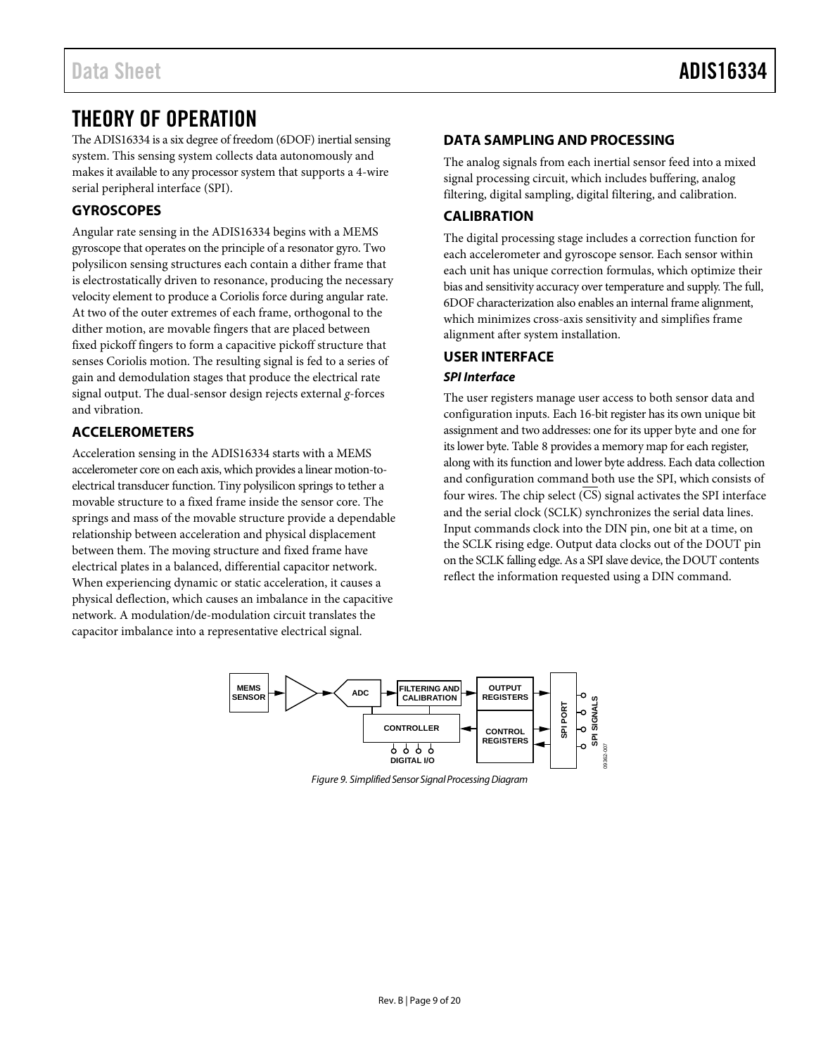# THEORY OF OPERATION

The ADIS16334 is a six degree of freedom (6DOF) inertial sensing system. This sensing system collects data autonomously and makes it available to any processor system that supports a 4-wire serial peripheral interface (SPI).

## GYROSCOPES

Angular rate sensing in the ADIS16334 begins with a MEMS gyroscope that operates on the principle of a resonator gyro. Two polysilicon sensing structures each contain a dither frame that is electrostatically driven to resonance, producing the necessary velocity element to produce a Coriolis force during angular rate. At two of the outer extremes of each frame, orthogonal to the dither motion, are movable fingers that are placed between fixed pickoff fingers to form a capacitive pickoff structure that senses Coriolis motion. The resulting signal is fed to a series of gain and demodulation stages that produce the electrical rate signal output. The dual-sensor design rejects external *g*-forces and vibration.

## ACCELEROMETERS

Acceleration sensing in the ADIS16334 starts with a MEMS accelerometer core on each axis, which provides a linear motion-to-electrical transducer function. Tiny polysilicon springs to tether a movable structure to a fixed frame inside the sensor core. The springs and mass of the movable structure provide a dependable relationship between acceleration and physical displacement between them. The moving structure and fixed frame have electrical plates in a balanced, differential capacitor network. When experiencing dynamic or static acceleration, it causes a physical deflection, which causes an imbalance in the capacitive network. A modulation/de-modulation circuit translates the capacitor imbalance into a representative electrical signal.

## DATA SAMPLING AND PROCESSING

The analog signals from each inertial sensor feed into a mixed signal processing circuit, which includes buffering, analog filtering, digital sampling, digital filtering, and calibration.

## CALIBRATION

The digital processing stage includes a correction function for each accelerometer and gyroscope sensor. Each sensor within each unit has unique correction formulas, which optimize their bias and sensitivity accuracy over temperature and supply. The full, 6DOF characterization also enables an internal frame alignment, which minimizes cross-axis sensitivity and simplifies frame alignment after system installation.

## USER INTERFACE

### *SPI Interface*

The user registers manage user access to both sensor data and configuration inputs. Each 16-bit register has its own unique bit assignment and two addresses: one for its upper byte and one for its lower byte. Table 8 provides a memory map for each register, along with its function and lower byte address. Each data collection and configuration command both use the SPI, which consists of four wires. The chip select ($\overline{CS}$) signal activates the SPI interface and the serial clock (SCLK) synchronizes the serial data lines. Input commands clock into the DIN pin, one bit at a time, on the SCLK rising edge. Output data clocks out of the DOUT pin on the SCLK falling edge. As a SPI slave device, the DOUT contents reflect the information requested using a DIN command.

*Figure 9. Simplified Sensor Signal Processing Diagram*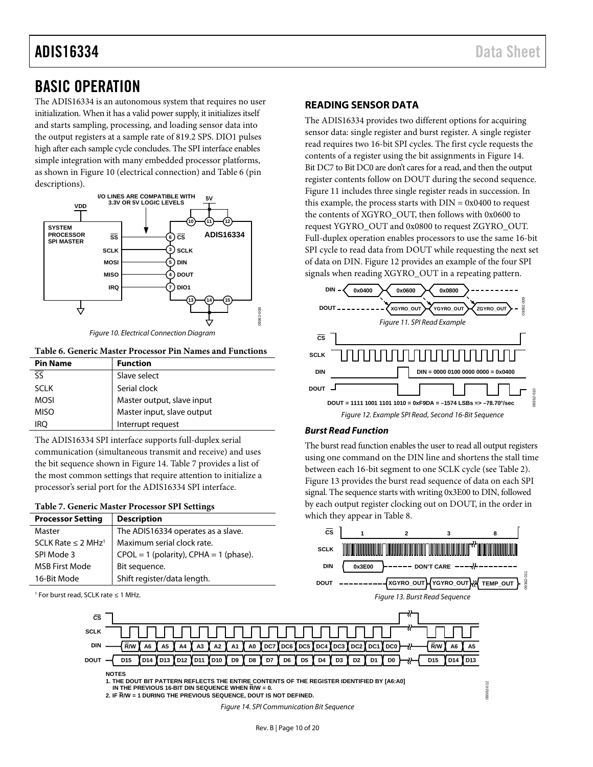# BASIC OPERATION

The ADIS16334 is an autonomous system that requires no user initialization. When it has a valid power supply, it initializes itself and starts sampling, processing, and loading sensor data into the output registers at a sample rate of 819.2 SPS. DIO1 pulses high after each sample cycle concludes. The SPI interface enables simple integration with many embedded processor platforms, as shown in Figure 10 (electrical connection) and Table 6 (pin descriptions).

Figure 10. Electrical Connection Diagram

**Table 6. Generic Master Processor Pin Names and Functions**

| Pin Name | Function |
|---|---|
| SS | Slave select |
| SCLK | Serial clock |
| MOSI | Master output, slave input |
| MISO | Master input, slave output |
| IRQ | Interrupt request |

The ADIS16334 SPI interface supports full-duplex serial communication (simultaneous transmit and receive) and uses the bit sequence shown in Figure 14. Table 7 provides a list of the most common settings that require attention to initialize a processor's serial port for the ADIS16334 SPI interface.

**Table 7. Generic Master Processor SPI Settings**

| Processor Setting | Description |
|---|---|
| Master | The ADIS16334 operates as a slave. |
| SCLK Rate ≤ 2 MHz[1] | Maximum serial clock rate. |
| SPI Mode 3 | CPOL = 1 (polarity), CPHA = 1 (phase). |
| MSB First Mode | Bit sequence. |
| 16-Bit Mode | Shift register/data length. |

[1] For burst read, SCLK rate ≤ 1 MHz.

## READING SENSOR DATA

The ADIS16334 provides two different options for acquiring sensor data: single register and burst register. A single register read requires two 16-bit SPI cycles. The first cycle requests the contents of a register using the bit assignments in Figure 14. Bit DC7 to Bit DC0 are don't cares for a read, and then the output register contents follow on DOUT during the second sequence. Figure 11 includes three single register reads in succession. In this example, the process starts with DIN = 0x0400 to request the contents of XGYRO_OUT, then follows with 0x0600 to request YGYRO_OUT and 0x0800 to request ZGYRO_OUT. Full-duplex operation enables processors to use the same 16-bit SPI cycle to read data from DOUT while requesting the next set of data on DIN. Figure 12 provides an example of the four SPI signals when reading XGYRO_OUT in a repeating pattern.

Figure 11. SPI Read Example

Figure 12. Example SPI Read, Second 16-Bit Sequence

### *Burst Read Function*

The burst read function enables the user to read all output registers using one command on the DIN line and shortens the stall time between each 16-bit segment to one SCLK cycle (see Table 2). Figure 13 provides the burst read sequence of data on each SPI signal. The sequence starts with writing 0x3E00 to DIN, followed by each output register clocking out on DOUT, in the order in which they appear in Table 8.

Figure 13. Burst Read Sequence

Figure 14. SPI Communication Bit Sequence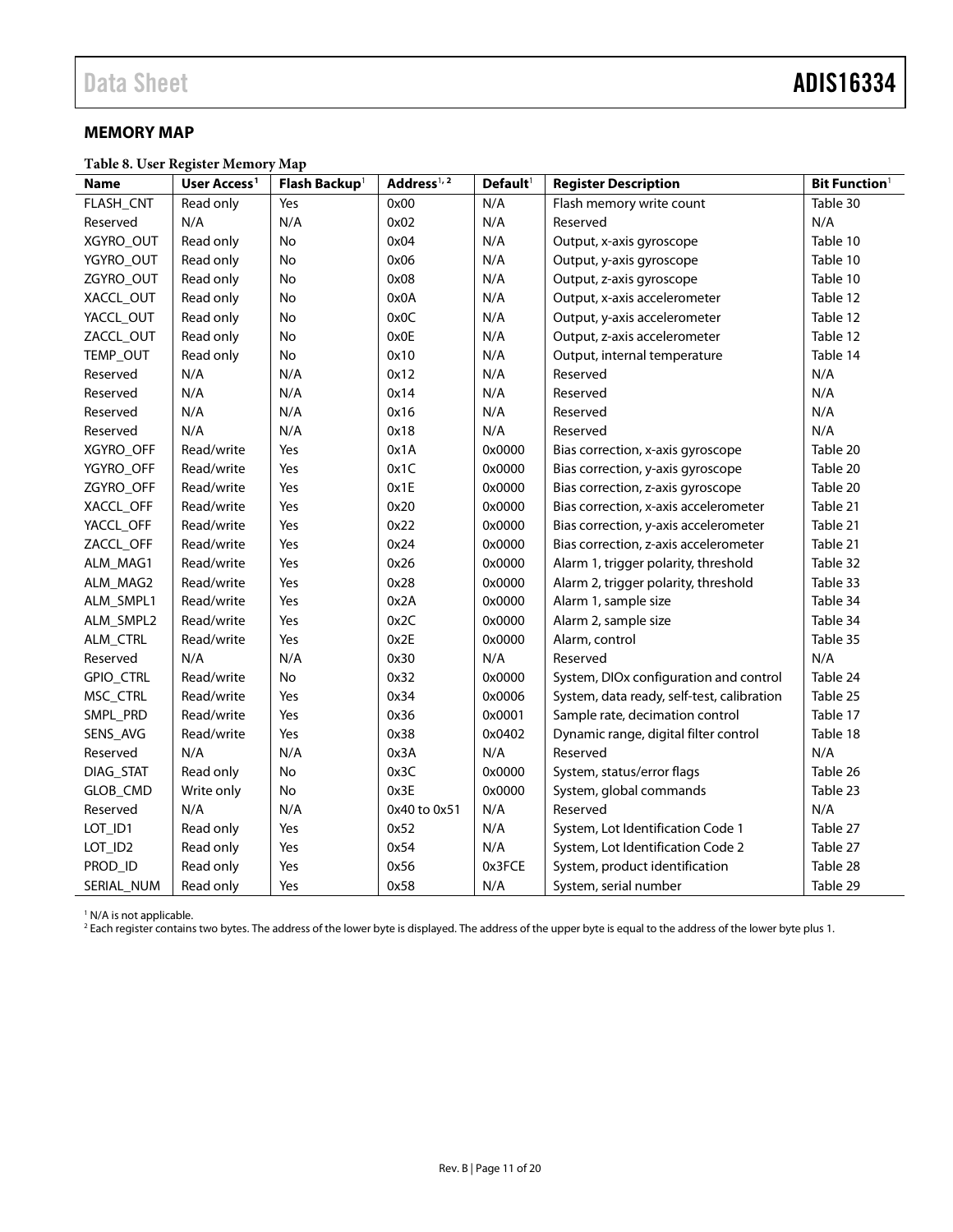## MEMORY MAP

**Table 8. User Register Memory Map**

| Name | User Access[1] | Flash Backup[1] | Address[1, 2] | Default[1] | Register Description | Bit Function[1] |
|---|---|---|---|---|---|---|
| FLASH_CNT | Read only | Yes | 0x00 | N/A | Flash memory write count | Table 30 |
| Reserved | N/A | N/A | 0x02 | N/A | Reserved | N/A |
| XGYRO_OUT | Read only | No | 0x04 | N/A | Output, x-axis gyroscope | Table 10 |
| YGYRO_OUT | Read only | No | 0x06 | N/A | Output, y-axis gyroscope | Table 10 |
| ZGYRO_OUT | Read only | No | 0x08 | N/A | Output, z-axis gyroscope | Table 10 |
| XACCL_OUT | Read only | No | 0x0A | N/A | Output, x-axis accelerometer | Table 12 |
| YACCL_OUT | Read only | No | 0x0C | N/A | Output, y-axis accelerometer | Table 12 |
| ZACCL_OUT | Read only | No | 0x0E | N/A | Output, z-axis accelerometer | Table 12 |
| TEMP_OUT | Read only | No | 0x10 | N/A | Output, internal temperature | Table 14 |
| Reserved | N/A | N/A | 0x12 | N/A | Reserved | N/A |
| Reserved | N/A | N/A | 0x14 | N/A | Reserved | N/A |
| Reserved | N/A | N/A | 0x16 | N/A | Reserved | N/A |
| Reserved | N/A | N/A | 0x18 | N/A | Reserved | N/A |
| XGYRO_OFF | Read/write | Yes | 0x1A | 0x0000 | Bias correction, x-axis gyroscope | Table 20 |
| YGYRO_OFF | Read/write | Yes | 0x1C | 0x0000 | Bias correction, y-axis gyroscope | Table 20 |
| ZGYRO_OFF | Read/write | Yes | 0x1E | 0x0000 | Bias correction, z-axis gyroscope | Table 20 |
| XACCL_OFF | Read/write | Yes | 0x20 | 0x0000 | Bias correction, x-axis accelerometer | Table 21 |
| YACCL_OFF | Read/write | Yes | 0x22 | 0x0000 | Bias correction, y-axis accelerometer | Table 21 |
| ZACCL_OFF | Read/write | Yes | 0x24 | 0x0000 | Bias correction, z-axis accelerometer | Table 21 |
| ALM_MAG1 | Read/write | Yes | 0x26 | 0x0000 | Alarm 1, trigger polarity, threshold | Table 32 |
| ALM_MAG2 | Read/write | Yes | 0x28 | 0x0000 | Alarm 2, trigger polarity, threshold | Table 33 |
| ALM_SMPL1 | Read/write | Yes | 0x2A | 0x0000 | Alarm 1, sample size | Table 34 |
| ALM_SMPL2 | Read/write | Yes | 0x2C | 0x0000 | Alarm 2, sample size | Table 34 |
| ALM_CTRL | Read/write | Yes | 0x2E | 0x0000 | Alarm, control | Table 35 |
| Reserved | N/A | N/A | 0x30 | N/A | Reserved | N/A |
| GPIO_CTRL | Read/write | No | 0x32 | 0x0000 | System, DIOx configuration and control | Table 24 |
| MSC_CTRL | Read/write | Yes | 0x34 | 0x0006 | System, data ready, self-test, calibration | Table 25 |
| SMPL_PRD | Read/write | Yes | 0x36 | 0x0001 | Sample rate, decimation control | Table 17 |
| SENS_AVG | Read/write | Yes | 0x38 | 0x0402 | Dynamic range, digital filter control | Table 18 |
| Reserved | N/A | N/A | 0x3A | N/A | Reserved | N/A |
| DIAG_STAT | Read only | No | 0x3C | 0x0000 | System, status/error flags | Table 26 |
| GLOB_CMD | Write only | No | 0x3E | 0x0000 | System, global commands | Table 23 |
| Reserved | N/A | N/A | 0x40 to 0x51 | N/A | Reserved | N/A |
| LOT_ID1 | Read only | Yes | 0x52 | N/A | System, Lot Identification Code 1 | Table 27 |
| LOT_ID2 | Read only | Yes | 0x54 | N/A | System, Lot Identification Code 2 | Table 27 |
| PROD_ID | Read only | Yes | 0x56 | 0x3FCE | System, product identification | Table 28 |
| SERIAL_NUM | Read only | Yes | 0x58 | N/A | System, serial number | Table 29 |

[1] N/A is not applicable.
[2] Each register contains two bytes. The address of the lower byte is displayed. The address of the upper byte is equal to the address of the lower byte plus 1.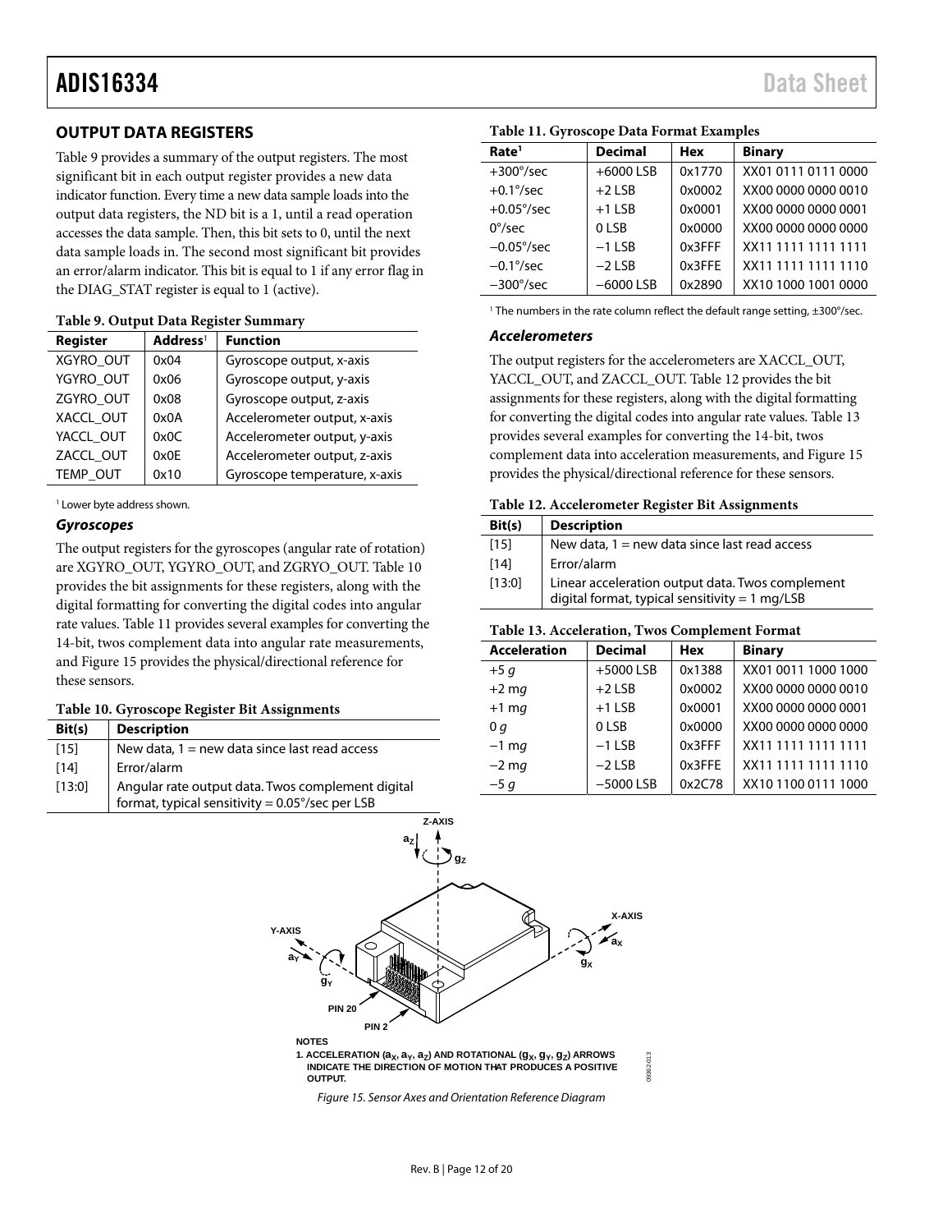## OUTPUT DATA REGISTERS

Table 9 provides a summary of the output registers. The most significant bit in each output register provides a new data indicator function. Every time a new data sample loads into the output data registers, the ND bit is a 1, until a read operation accesses the data sample. Then, this bit sets to 0, until the next data sample loads in. The second most significant bit provides an error/alarm indicator. This bit is equal to 1 if any error flag in the DIAG_STAT register is equal to 1 (active).

**Table 9. Output Data Register Summary**

| Register | Address[1] | Function |
|---|---|---|
| XGYRO_OUT | 0x04 | Gyroscope output, x-axis |
| YGYRO_OUT | 0x06 | Gyroscope output, y-axis |
| ZGYRO_OUT | 0x08 | Gyroscope output, z-axis |
| XACCL_OUT | 0x0A | Accelerometer output, x-axis |
| YACCL_OUT | 0x0C | Accelerometer output, y-axis |
| ZACCL_OUT | 0x0E | Accelerometer output, z-axis |
| TEMP_OUT | 0x10 | Gyroscope temperature, x-axis |

[1] Lower byte address shown.

### *Gyroscopes*

The output registers for the gyroscopes (angular rate of rotation) are XGYRO_OUT, YGYRO_OUT, and ZGRYO_OUT. Table 10 provides the bit assignments for these registers, along with the digital formatting for converting the digital codes into angular rate values. Table 11 provides several examples for converting the 14-bit, twos complement data into angular rate measurements, and Figure 15 provides the physical/directional reference for these sensors.

**Table 10. Gyroscope Register Bit Assignments**

| Bit(s) | Description |
|---|---|
| [15] | New data, 1 = new data since last read access |
| [14] | Error/alarm |
| [13:0] | Angular rate output data. Twos complement digital format, typical sensitivity = 0.05°/sec per LSB |

**Table 11. Gyroscope Data Format Examples**

| Rate[1] | Decimal | Hex | Binary |
|---|---|---|---|
| +300°/sec | +6000 LSB | 0x1770 | XX01 0111 0111 0000 |
| +0.1°/sec | +2 LSB | 0x0002 | XX00 0000 0000 0010 |
| +0.05°/sec | +1 LSB | 0x0001 | XX00 0000 0000 0001 |
| 0°/sec | 0 LSB | 0x0000 | XX00 0000 0000 0000 |
| −0.05°/sec | −1 LSB | 0x3FFF | XX11 1111 1111 1111 |
| −0.1°/sec | −2 LSB | 0x3FFE | XX11 1111 1111 1110 |
| −300°/sec | −6000 LSB | 0x2890 | XX10 1000 1001 0000 |

[1] The numbers in the rate column reflect the default range setting, ±300°/sec.

### *Accelerometers*

The output registers for the accelerometers are XACCL_OUT, YACCL_OUT, and ZACCL_OUT. Table 12 provides the bit assignments for these registers, along with the digital formatting for converting the digital codes into angular rate values. Table 13 provides several examples for converting the 14-bit, twos complement data into acceleration measurements, and Figure 15 provides the physical/directional reference for these sensors.

**Table 12. Accelerometer Register Bit Assignments**

| Bit(s) | Description |
|---|---|
| [15] | New data, 1 = new data since last read access |
| [14] | Error/alarm |
| [13:0] | Linear acceleration output data. Twos complement digital format, typical sensitivity = 1 mg/LSB |

**Table 13. Acceleration, Twos Complement Format**

| Acceleration | Decimal | Hex | Binary |
|---|---|---|---|
| +5 *g* | +5000 LSB | 0x1388 | XX01 0011 1000 1000 |
| +2 m*g* | +2 LSB | 0x0002 | XX00 0000 0000 0010 |
| +1 m*g* | +1 LSB | 0x0001 | XX00 0000 0000 0001 |
| 0 *g* | 0 LSB | 0x0000 | XX00 0000 0000 0000 |
| −1 m*g* | −1 LSB | 0x3FFF | XX11 1111 1111 1111 |
| −2 m*g* | −2 LSB | 0x3FFE | XX11 1111 1111 1110 |
| −5 *g* | −5000 LSB | 0x2C78 | XX10 1100 0111 1000 |

NOTES
1. ACCELERATION ($a_X$, $a_Y$, $a_Z$) AND ROTATIONAL ($g_X$, $g_Y$, $g_Z$) ARROWS INDICATE THE DIRECTION OF MOTION THAT PRODUCES A POSITIVE OUTPUT.

*Figure 15. Sensor Axes and Orientation Reference Diagram*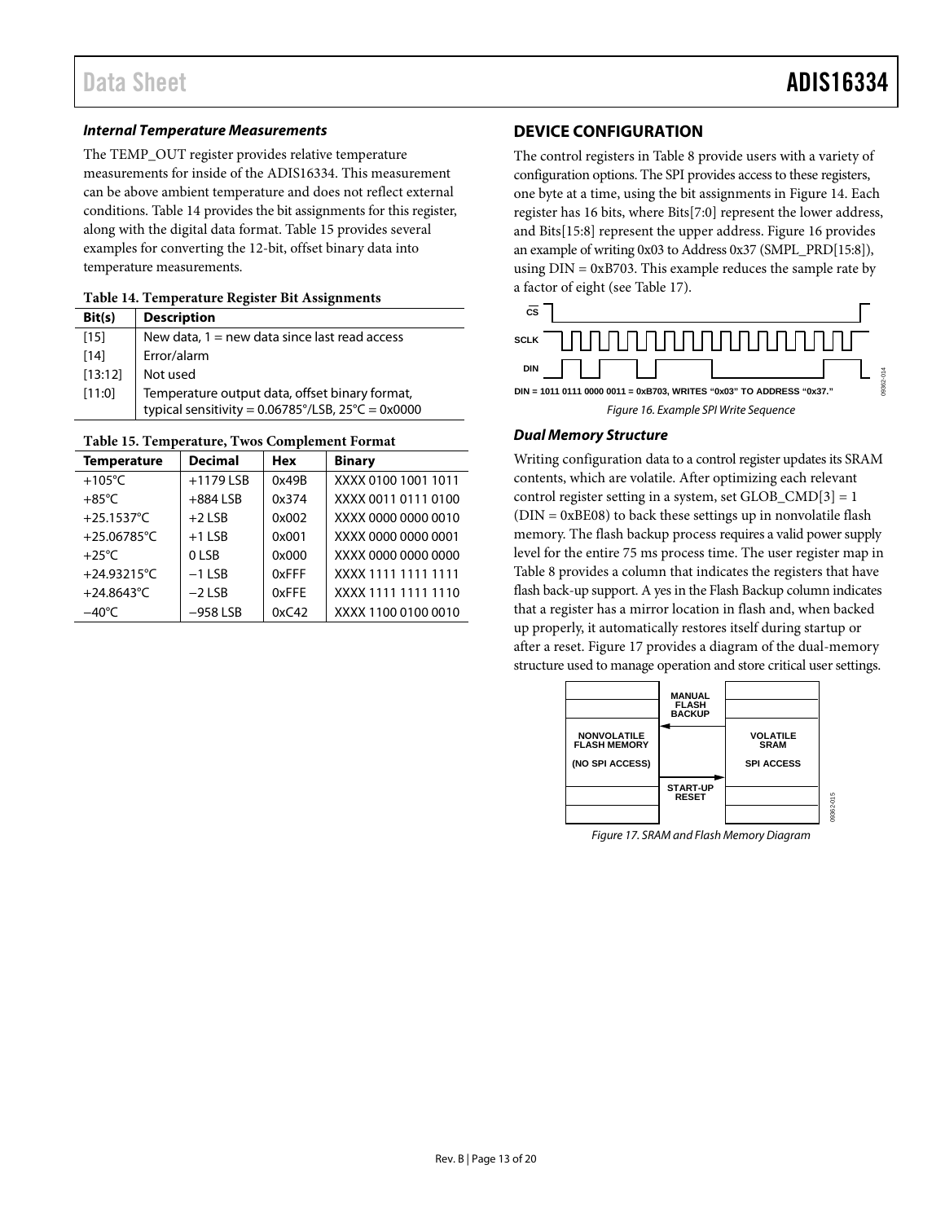### *Internal Temperature Measurements*

The TEMP_OUT register provides relative temperature measurements for inside of the ADIS16334. This measurement can be above ambient temperature and does not reflect external conditions. Table 14 provides the bit assignments for this register, along with the digital data format. Table 15 provides several examples for converting the 12-bit, offset binary data into temperature measurements.

**Table 14. Temperature Register Bit Assignments**

| Bit(s) | Description |
|---|---|
| [15] | New data, 1 = new data since last read access |
| [14] | Error/alarm |
| [13:12] | Not used |
| [11:0] | Temperature output data, offset binary format, typical sensitivity = 0.06785°/LSB, 25°C = 0x0000 |

**Table 15. Temperature, Twos Complement Format**

| Temperature | Decimal | Hex | Binary |
|---|---|---|---|
| +105°C | +1179 LSB | 0x49B | XXXX 0100 1001 1011 |
| +85°C | +884 LSB | 0x374 | XXXX 0011 0111 0100 |
| +25.1537°C | +2 LSB | 0x002 | XXXX 0000 0000 0010 |
| +25.06785°C | +1 LSB | 0x001 | XXXX 0000 0000 0001 |
| +25°C | 0 LSB | 0x000 | XXXX 0000 0000 0000 |
| +24.93215°C | −1 LSB | 0xFFF | XXXX 1111 1111 1111 |
| +24.8643°C | −2 LSB | 0xFFE | XXXX 1111 1111 1110 |
| −40°C | −958 LSB | 0xC42 | XXXX 1100 0100 0010 |

## DEVICE CONFIGURATION

The control registers in Table 8 provide users with a variety of configuration options. The SPI provides access to these registers, one byte at a time, using the bit assignments in Figure 14. Each register has 16 bits, where Bits[7:0] represent the lower address, and Bits[15:8] represent the upper address. Figure 16 provides an example of writing 0x03 to Address 0x37 (SMPL_PRD[15:8]), using DIN = 0xB703. This example reduces the sample rate by a factor of eight (see Table 17).

DIN = 1011 0111 0000 0011 = 0xB703, WRITES "0x03" TO ADDRESS "0x37."

*Figure 16. Example SPI Write Sequence*

### *Dual Memory Structure*

Writing configuration data to a control register updates its SRAM contents, which are volatile. After optimizing each relevant control register setting in a system, set GLOB_CMD[3] = 1 (DIN = 0xBE08) to back these settings up in nonvolatile flash memory. The flash backup process requires a valid power supply level for the entire 75 ms process time. The user register map in Table 8 provides a column that indicates the registers that have flash back-up support. A yes in the Flash Backup column indicates that a register has a mirror location in flash and, when backed up properly, it automatically restores itself during startup or after a reset. Figure 17 provides a diagram of the dual-memory structure used to manage operation and store critical user settings.

*Figure 17. SRAM and Flash Memory Diagram*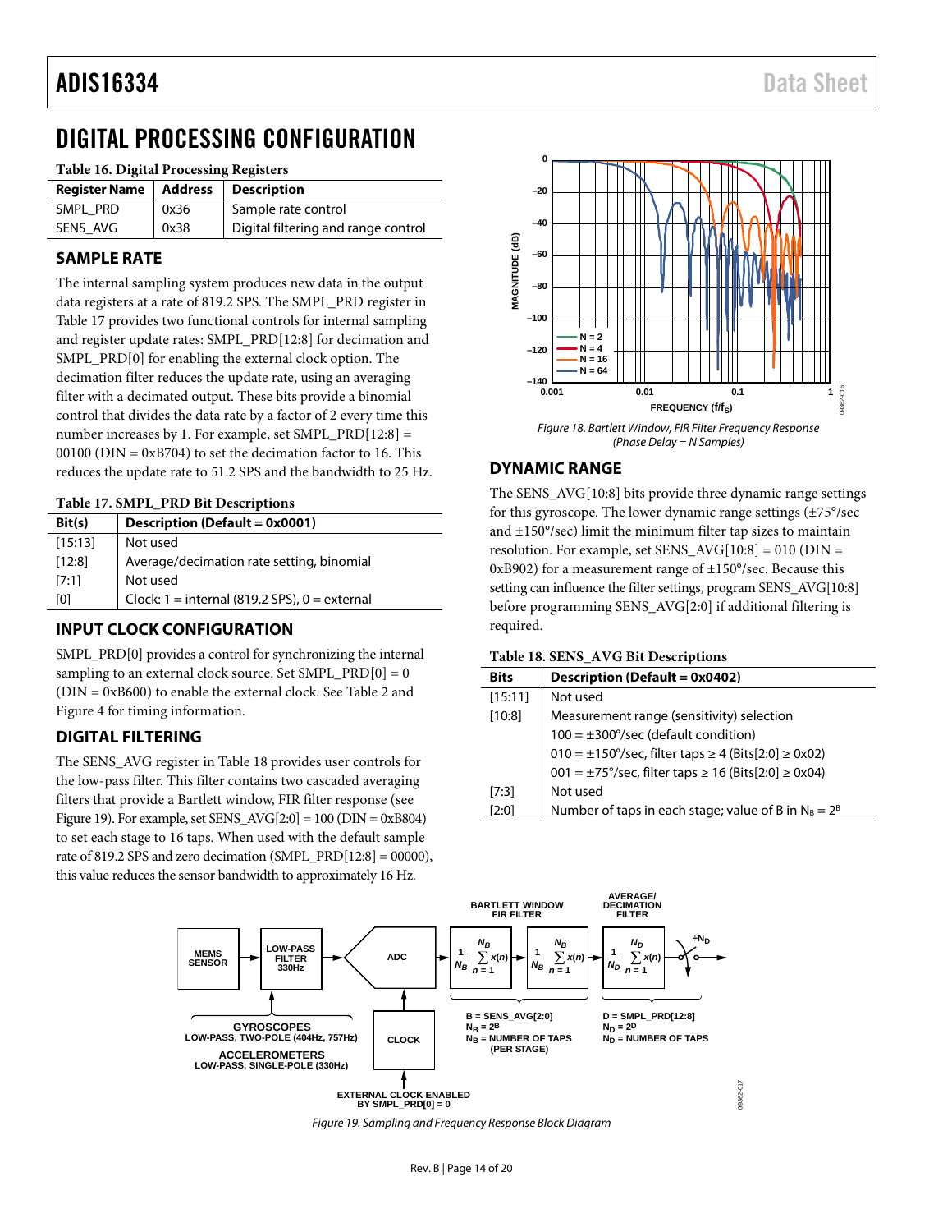# DIGITAL PROCESSING CONFIGURATION

**Table 16. Digital Processing Registers**

| Register Name | Address | Description |
|---|---|---|
| SMPL_PRD | 0x36 | Sample rate control |
| SENS_AVG | 0x38 | Digital filtering and range control |

## SAMPLE RATE

The internal sampling system produces new data in the output data registers at a rate of 819.2 SPS. The SMPL_PRD register in Table 17 provides two functional controls for internal sampling and register update rates: SMPL_PRD[12:8] for decimation and SMPL_PRD[0] for enabling the external clock option. The decimation filter reduces the update rate, using an averaging filter with a decimated output. These bits provide a binomial control that divides the data rate by a factor of 2 every time this number increases by 1. For example, set SMPL_PRD[12:8] = 00100 (DIN = 0xB704) to set the decimation factor to 16. This reduces the update rate to 51.2 SPS and the bandwidth to 25 Hz.

**Table 17. SMPL_PRD Bit Descriptions**

| Bit(s) | Description (Default = 0x0001) |
|---|---|
| [15:13] | Not used |
| [12:8] | Average/decimation rate setting, binomial |
| [7:1] | Not used |
| [0] | Clock: 1 = internal (819.2 SPS), 0 = external |

## INPUT CLOCK CONFIGURATION

SMPL_PRD[0] provides a control for synchronizing the internal sampling to an external clock source. Set SMPL_PRD[0] = 0 (DIN = 0xB600) to enable the external clock. See Table 2 and Figure 4 for timing information.

## DIGITAL FILTERING

The SENS_AVG register in Table 18 provides user controls for the low-pass filter. This filter contains two cascaded averaging filters that provide a Bartlett window, FIR filter response (see Figure 19). For example, set SENS_AVG[2:0] = 100 (DIN = 0xB804) to set each stage to 16 taps. When used with the default sample rate of 819.2 SPS and zero decimation (SMPL_PRD[12:8] = 00000), this value reduces the sensor bandwidth to approximately 16 Hz.

*Figure 18. Bartlett Window, FIR Filter Frequency Response (Phase Delay = N Samples)*

## DYNAMIC RANGE

The SENS_AVG[10:8] bits provide three dynamic range settings for this gyroscope. The lower dynamic range settings (±75°/sec and ±150°/sec) limit the minimum filter tap sizes to maintain resolution. For example, set SENS_AVG[10:8] = 010 (DIN = 0xB902) for a measurement range of ±150°/sec. Because this setting can influence the filter settings, program SENS_AVG[10:8] before programming SENS_AVG[2:0] if additional filtering is required.

**Table 18. SENS_AVG Bit Descriptions**

| Bits | Description (Default = 0x0402) |
|---|---|
| [15:11] | Not used |
| [10:8] | Measurement range (sensitivity) selection |
| | 100 = ±300°/sec (default condition) |
| | 010 = ±150°/sec, filter taps ≥ 4 (Bits[2:0] ≥ 0x02) |
| | 001 = ±75°/sec, filter taps ≥ 16 (Bits[2:0] ≥ 0x04) |
| [7:3] | Not used |
| [2:0] | Number of taps in each stage; value of B in $N_B = 2^B$ |

*Figure 19. Sampling and Frequency Response Block Diagram*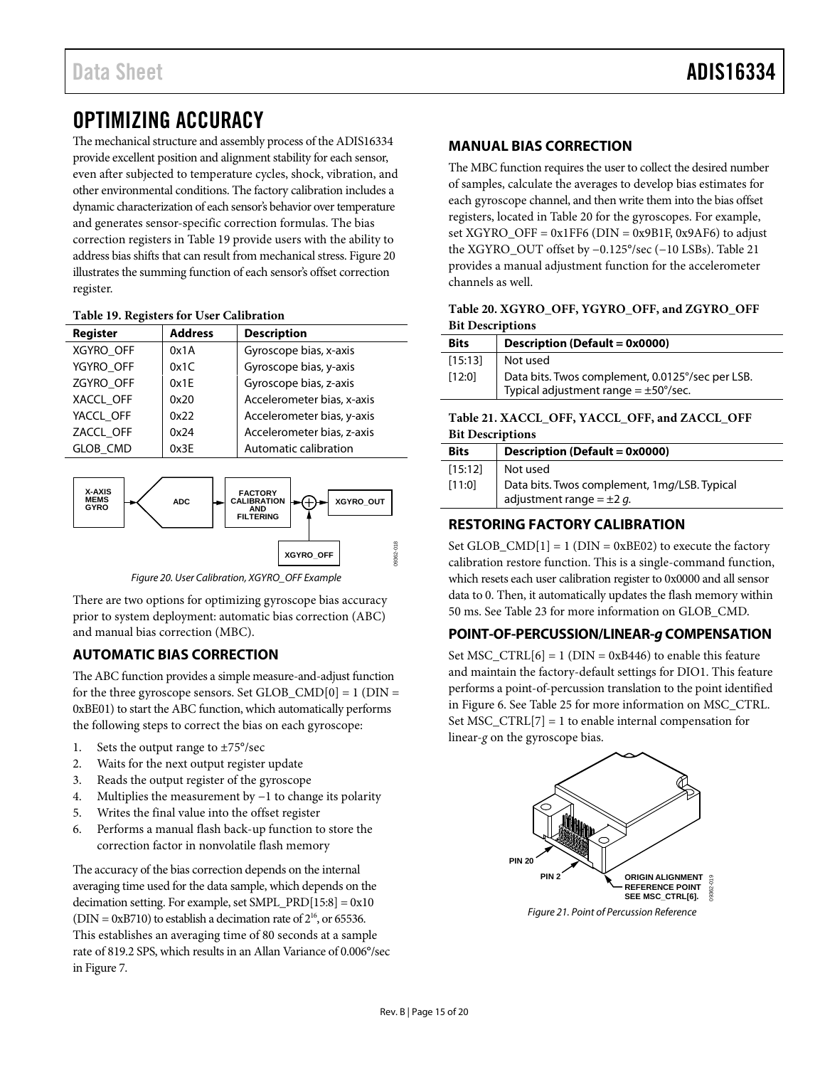# OPTIMIZING ACCURACY

The mechanical structure and assembly process of the ADIS16334 provide excellent position and alignment stability for each sensor, even after subjected to temperature cycles, shock, vibration, and other environmental conditions. The factory calibration includes a dynamic characterization of each sensor's behavior over temperature and generates sensor-specific correction formulas. The bias correction registers in Table 19 provide users with the ability to address bias shifts that can result from mechanical stress. Figure 20 illustrates the summing function of each sensor's offset correction register.

**Table 19. Registers for User Calibration**

| Register | Address | Description |
|---|---|---|
| XGYRO_OFF | 0x1A | Gyroscope bias, x-axis |
| YGYRO_OFF | 0x1C | Gyroscope bias, y-axis |
| ZGYRO_OFF | 0x1E | Gyroscope bias, z-axis |
| XACCL_OFF | 0x20 | Accelerometer bias, x-axis |
| YACCL_OFF | 0x22 | Accelerometer bias, y-axis |
| ZACCL_OFF | 0x24 | Accelerometer bias, z-axis |
| GLOB_CMD | 0x3E | Automatic calibration |

*Figure 20. User Calibration, XGYRO_OFF Example*

There are two options for optimizing gyroscope bias accuracy prior to system deployment: automatic bias correction (ABC) and manual bias correction (MBC).

## AUTOMATIC BIAS CORRECTION

The ABC function provides a simple measure-and-adjust function for the three gyroscope sensors. Set GLOB_CMD[0] = 1 (DIN = 0xBE01) to start the ABC function, which automatically performs the following steps to correct the bias on each gyroscope:

1. Sets the output range to ±75°/sec
2. Waits for the next output register update
3. Reads the output register of the gyroscope
4. Multiplies the measurement by −1 to change its polarity
5. Writes the final value into the offset register
6. Performs a manual flash back-up function to store the correction factor in nonvolatile flash memory

The accuracy of the bias correction depends on the internal averaging time used for the data sample, which depends on the decimation setting. For example, set SMPL_PRD[15:8] = 0x10 (DIN = 0xB710) to establish a decimation rate of $2^{16}$, or 65536. This establishes an averaging time of 80 seconds at a sample rate of 819.2 SPS, which results in an Allan Variance of 0.006°/sec in Figure 7.

## MANUAL BIAS CORRECTION

The MBC function requires the user to collect the desired number of samples, calculate the averages to develop bias estimates for each gyroscope channel, and then write them into the bias offset registers, located in Table 20 for the gyroscopes. For example, set XGYRO_OFF = 0x1FF6 (DIN = 0x9B1F, 0x9AF6) to adjust the XGYRO_OUT offset by −0.125°/sec (−10 LSBs). Table 21 provides a manual adjustment function for the accelerometer channels as well.

**Table 20. XGYRO_OFF, YGYRO_OFF, and ZGYRO_OFF Bit Descriptions**

| Bits | Description (Default = 0x0000) |
|---|---|
| [15:13] | Not used |
| [12:0] | Data bits. Twos complement, 0.0125°/sec per LSB. Typical adjustment range = ±50°/sec. |

**Table 21. XACCL_OFF, YACCL_OFF, and ZACCL_OFF Bit Descriptions**

| Bits | Description (Default = 0x0000) |
|---|---|
| [15:12] | Not used |
| [11:0] | Data bits. Twos complement, 1m*g*/LSB. Typical adjustment range = ±2 *g*. |

## RESTORING FACTORY CALIBRATION

Set GLOB_CMD[1] = 1 (DIN = 0xBE02) to execute the factory calibration restore function. This is a single-command function, which resets each user calibration register to 0x0000 and all sensor data to 0. Then, it automatically updates the flash memory within 50 ms. See Table 23 for more information on GLOB_CMD.

## POINT-OF-PERCUSSION/LINEAR-*g* COMPENSATION

Set MSC_CTRL[6] = 1 (DIN = 0xB446) to enable this feature and maintain the factory-default settings for DIO1. This feature performs a point-of-percussion translation to the point identified in Figure 6. See Table 25 for more information on MSC_CTRL. Set MSC_CTRL[7] = 1 to enable internal compensation for linear-*g* on the gyroscope bias.

*Figure 21. Point of Percussion Reference*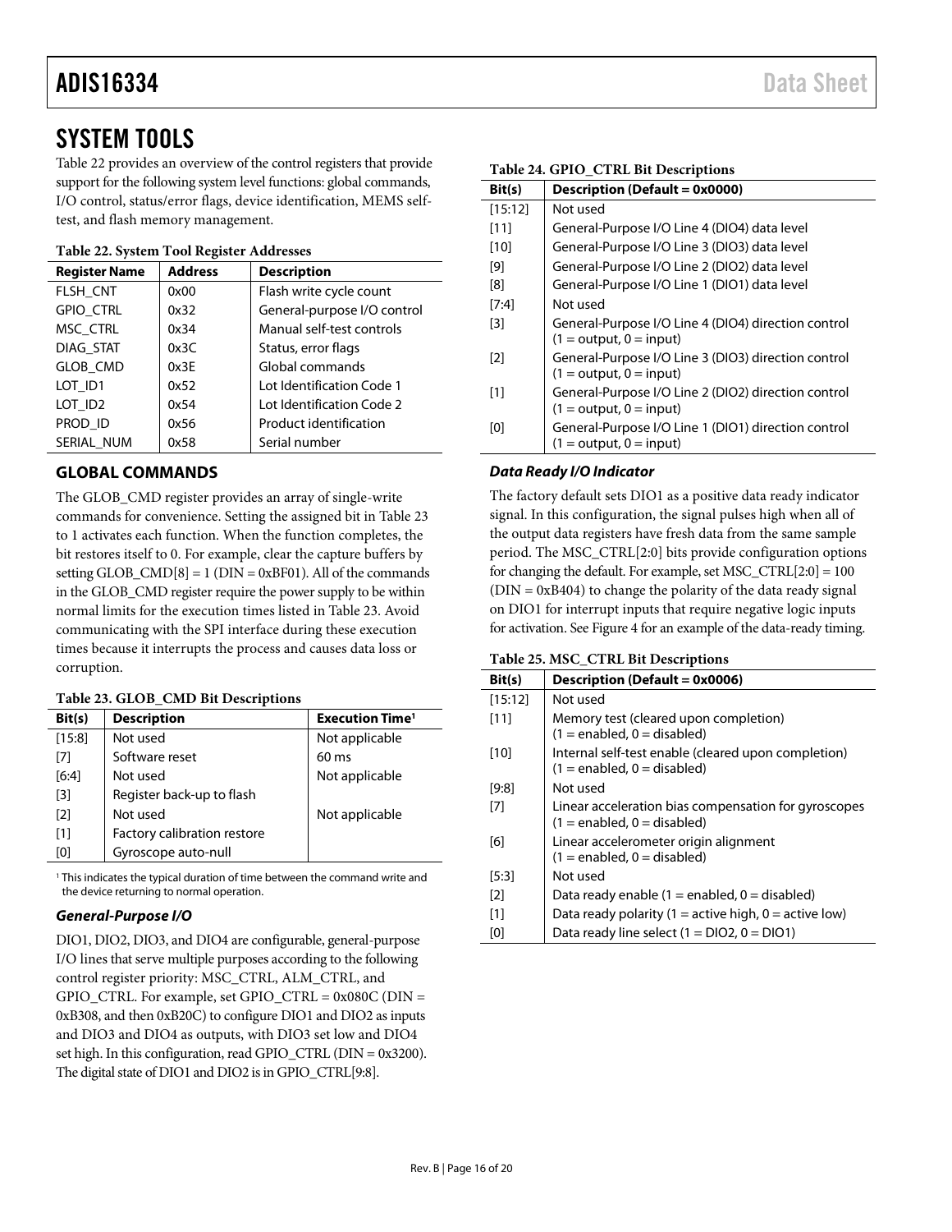# SYSTEM TOOLS

Table 22 provides an overview of the control registers that provide support for the following system level functions: global commands, I/O control, status/error flags, device identification, MEMS self-test, and flash memory management.

**Table 22. System Tool Register Addresses**

| Register Name | Address | Description |
|---|---|---|
| FLSH_CNT | 0x00 | Flash write cycle count |
| GPIO_CTRL | 0x32 | General-purpose I/O control |
| MSC_CTRL | 0x34 | Manual self-test controls |
| DIAG_STAT | 0x3C | Status, error flags |
| GLOB_CMD | 0x3E | Global commands |
| LOT_ID1 | 0x52 | Lot Identification Code 1 |
| LOT_ID2 | 0x54 | Lot Identification Code 2 |
| PROD_ID | 0x56 | Product identification |
| SERIAL_NUM | 0x58 | Serial number |

## GLOBAL COMMANDS

The GLOB_CMD register provides an array of single-write commands for convenience. Setting the assigned bit in Table 23 to 1 activates each function. When the function completes, the bit restores itself to 0. For example, clear the capture buffers by setting GLOB_CMD[8] = 1 (DIN = 0xBF01). All of the commands in the GLOB_CMD register require the power supply to be within normal limits for the execution times listed in Table 23. Avoid communicating with the SPI interface during these execution times because it interrupts the process and causes data loss or corruption.

**Table 23. GLOB_CMD Bit Descriptions**

| Bit(s) | Description | Execution Time[1] |
|---|---|---|
| [15:8] | Not used | Not applicable |
| [7] | Software reset | 60 ms |
| [6:4] | Not used | Not applicable |
| [3] | Register back-up to flash | |
| [2] | Not used | Not applicable |
| [1] | Factory calibration restore | |
| [0] | Gyroscope auto-null | |

[1] This indicates the typical duration of time between the command write and the device returning to normal operation.

### *General-Purpose I/O*

DIO1, DIO2, DIO3, and DIO4 are configurable, general-purpose I/O lines that serve multiple purposes according to the following control register priority: MSC_CTRL, ALM_CTRL, and GPIO_CTRL. For example, set GPIO_CTRL = 0x080C (DIN = 0xB308, and then 0xB20C) to configure DIO1 and DIO2 as inputs and DIO3 and DIO4 as outputs, with DIO3 set low and DIO4 set high. In this configuration, read GPIO_CTRL (DIN = 0x3200). The digital state of DIO1 and DIO2 is in GPIO_CTRL[9:8].

**Table 24. GPIO_CTRL Bit Descriptions**

| Bit(s) | Description (Default = 0x0000) |
|---|---|
| [15:12] | Not used |
| [11] | General-Purpose I/O Line 4 (DIO4) data level |
| [10] | General-Purpose I/O Line 3 (DIO3) data level |
| [9] | General-Purpose I/O Line 2 (DIO2) data level |
| [8] | General-Purpose I/O Line 1 (DIO1) data level |
| [7:4] | Not used |
| [3] | General-Purpose I/O Line 4 (DIO4) direction control (1 = output, 0 = input) |
| [2] | General-Purpose I/O Line 3 (DIO3) direction control (1 = output, 0 = input) |
| [1] | General-Purpose I/O Line 2 (DIO2) direction control (1 = output, 0 = input) |
| [0] | General-Purpose I/O Line 1 (DIO1) direction control (1 = output, 0 = input) |

### *Data Ready I/O Indicator*

The factory default sets DIO1 as a positive data ready indicator signal. In this configuration, the signal pulses high when all of the output data registers have fresh data from the same sample period. The MSC_CTRL[2:0] bits provide configuration options for changing the default. For example, set MSC_CTRL[2:0] = 100 (DIN = 0xB404) to change the polarity of the data ready signal on DIO1 for interrupt inputs that require negative logic inputs for activation. See Figure 4 for an example of the data-ready timing.

**Table 25. MSC_CTRL Bit Descriptions**

| Bit(s) | Description (Default = 0x0006) |
|---|---|
| [15:12] | Not used |
| [11] | Memory test (cleared upon completion) (1 = enabled, 0 = disabled) |
| [10] | Internal self-test enable (cleared upon completion) (1 = enabled, 0 = disabled) |
| [9:8] | Not used |
| [7] | Linear acceleration bias compensation for gyroscopes (1 = enabled, 0 = disabled) |
| [6] | Linear accelerometer origin alignment (1 = enabled, 0 = disabled) |
| [5:3] | Not used |
| [2] | Data ready enable (1 = enabled, 0 = disabled) |
| [1] | Data ready polarity (1 = active high, 0 = active low) |
| [0] | Data ready line select (1 = DIO2, 0 = DIO1) |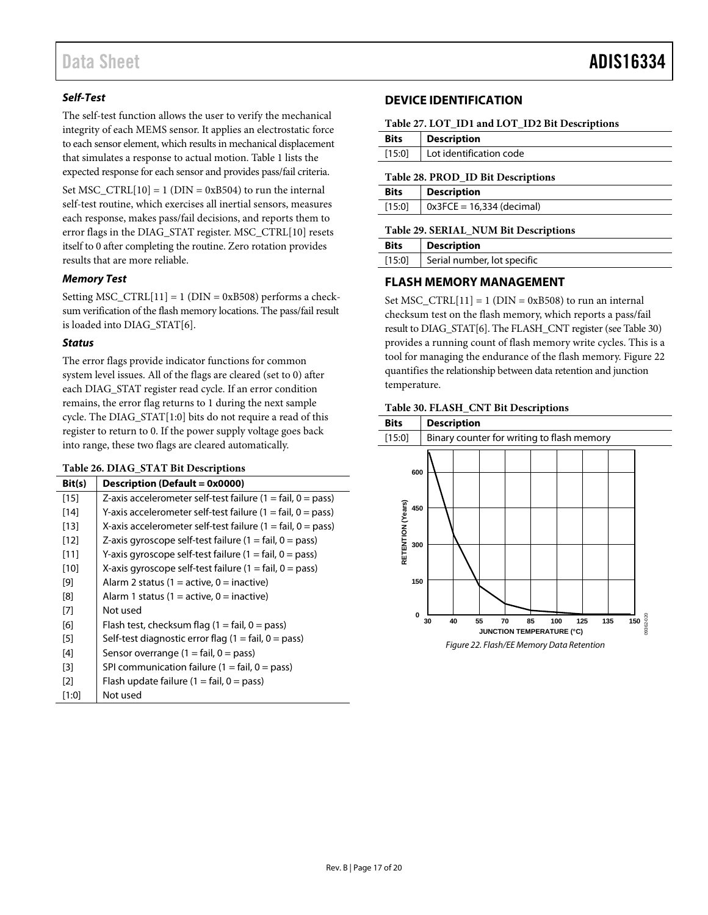### *Self-Test*

The self-test function allows the user to verify the mechanical integrity of each MEMS sensor. It applies an electrostatic force to each sensor element, which results in mechanical displacement that simulates a response to actual motion. Table 1 lists the expected response for each sensor and provides pass/fail criteria.

Set MSC_CTRL[10] = 1 (DIN = 0xB504) to run the internal self-test routine, which exercises all inertial sensors, measures each response, makes pass/fail decisions, and reports them to error flags in the DIAG_STAT register. MSC_CTRL[10] resets itself to 0 after completing the routine. Zero rotation provides results that are more reliable.

### *Memory Test*

Setting MSC_CTRL[11] = 1 (DIN = 0xB508) performs a checksum verification of the flash memory locations. The pass/fail result is loaded into DIAG_STAT[6].

### *Status*

The error flags provide indicator functions for common system level issues. All of the flags are cleared (set to 0) after each DIAG_STAT register read cycle. If an error condition remains, the error flag returns to 1 during the next sample cycle. The DIAG_STAT[1:0] bits do not require a read of this register to return to 0. If the power supply voltage goes back into range, these two flags are cleared automatically.

**Table 26. DIAG_STAT Bit Descriptions**

| Bit(s) | Description (Default = 0x0000) |
|---|---|
| [15] | Z-axis accelerometer self-test failure (1 = fail, 0 = pass) |
| [14] | Y-axis accelerometer self-test failure (1 = fail, 0 = pass) |
| [13] | X-axis accelerometer self-test failure (1 = fail, 0 = pass) |
| [12] | Z-axis gyroscope self-test failure (1 = fail, 0 = pass) |
| [11] | Y-axis gyroscope self-test failure (1 = fail, 0 = pass) |
| [10] | X-axis gyroscope self-test failure (1 = fail, 0 = pass) |
| [9] | Alarm 2 status (1 = active, 0 = inactive) |
| [8] | Alarm 1 status (1 = active, 0 = inactive) |
| [7] | Not used |
| [6] | Flash test, checksum flag (1 = fail, 0 = pass) |
| [5] | Self-test diagnostic error flag (1 = fail, 0 = pass) |
| [4] | Sensor overrange (1 = fail, 0 = pass) |
| [3] | SPI communication failure (1 = fail, 0 = pass) |
| [2] | Flash update failure (1 = fail, 0 = pass) |
| [1:0] | Not used |

## DEVICE IDENTIFICATION

**Table 27. LOT_ID1 and LOT_ID2 Bit Descriptions**

| Bits | Description |
|---|---|
| [15:0] | Lot identification code |

**Table 28. PROD_ID Bit Descriptions**

| Bits | Description |
|---|---|
| [15:0] | 0x3FCE = 16,334 (decimal) |

**Table 29. SERIAL_NUM Bit Descriptions**

| Bits | Description |
|---|---|
| [15:0] | Serial number, lot specific |

## FLASH MEMORY MANAGEMENT

Set MSC_CTRL[11] = 1 (DIN = 0xB508) to run an internal checksum test on the flash memory, which reports a pass/fail result to DIAG_STAT[6]. The FLASH_CNT register (see Table 30) provides a running count of flash memory write cycles. This is a tool for managing the endurance of the flash memory. Figure 22 quantifies the relationship between data retention and junction temperature.

**Table 30. FLASH_CNT Bit Descriptions**

| Bits | Description |
|---|---|
| [15:0] | Binary counter for writing to flash memory |

*Figure 22. Flash/EE Memory Data Retention*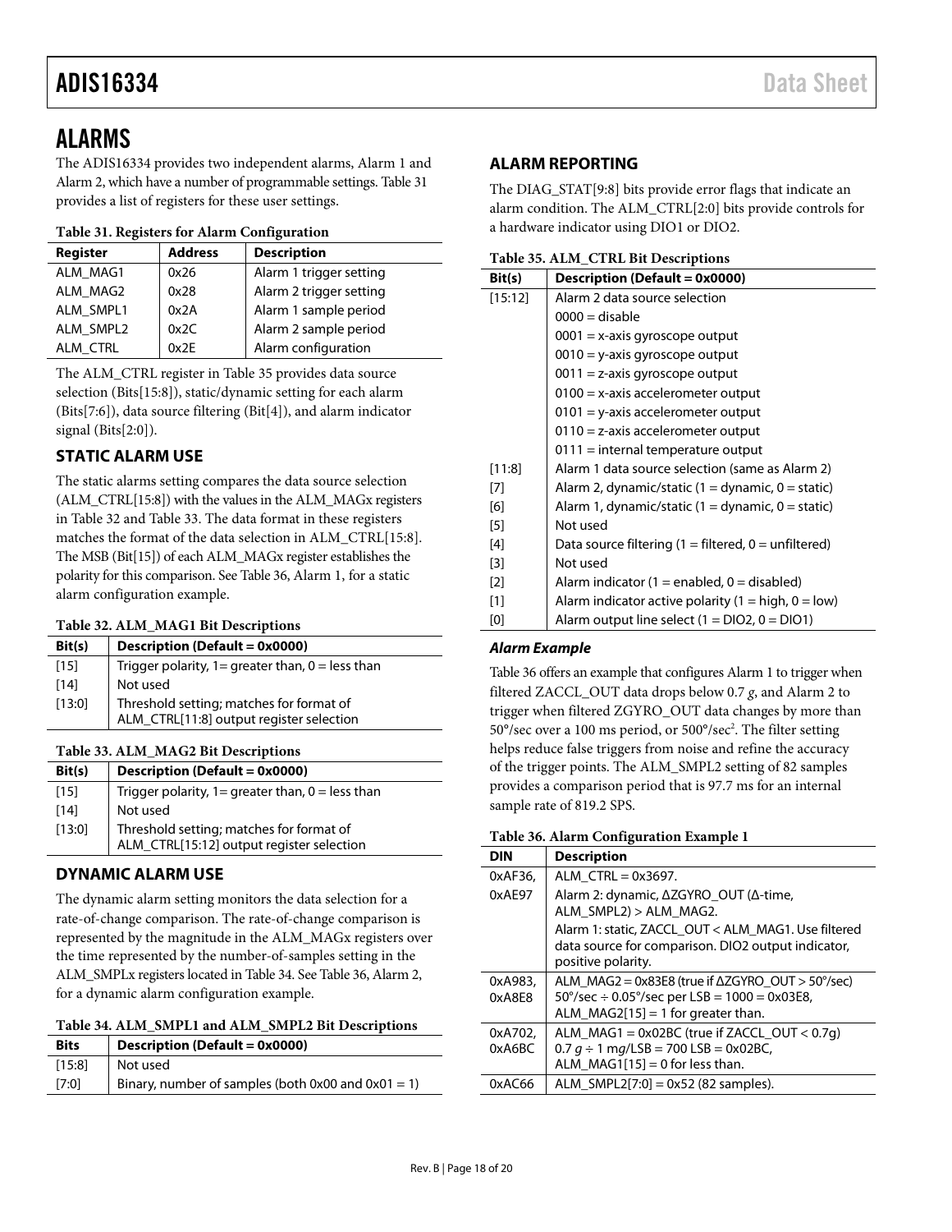# ALARMS

The ADIS16334 provides two independent alarms, Alarm 1 and Alarm 2, which have a number of programmable settings. Table 31 provides a list of registers for these user settings.

**Table 31. Registers for Alarm Configuration**

| Register | Address | Description |
|---|---|---|
| ALM_MAG1 | 0x26 | Alarm 1 trigger setting |
| ALM_MAG2 | 0x28 | Alarm 2 trigger setting |
| ALM_SMPL1 | 0x2A | Alarm 1 sample period |
| ALM_SMPL2 | 0x2C | Alarm 2 sample period |
| ALM_CTRL | 0x2E | Alarm configuration |

The ALM_CTRL register in Table 35 provides data source selection (Bits[15:8]), static/dynamic setting for each alarm (Bits[7:6]), data source filtering (Bit[4]), and alarm indicator signal (Bits[2:0]).

## STATIC ALARM USE

The static alarms setting compares the data source selection (ALM_CTRL[15:8]) with the values in the ALM_MAGx registers in Table 32 and Table 33. The data format in these registers matches the format of the data selection in ALM_CTRL[15:8]. The MSB (Bit[15]) of each ALM_MAGx register establishes the polarity for this comparison. See Table 36, Alarm 1, for a static alarm configuration example.

**Table 32. ALM_MAG1 Bit Descriptions**

| Bit(s) | Description (Default = 0x0000) |
|---|---|
| [15] | Trigger polarity, 1= greater than, 0 = less than |
| [14] | Not used |
| [13:0] | Threshold setting; matches for format of ALM_CTRL[11:8] output register selection |

**Table 33. ALM_MAG2 Bit Descriptions**

| Bit(s) | Description (Default = 0x0000) |
|---|---|
| [15] | Trigger polarity, 1= greater than, 0 = less than |
| [14] | Not used |
| [13:0] | Threshold setting; matches for format of ALM_CTRL[15:12] output register selection |

## DYNAMIC ALARM USE

The dynamic alarm setting monitors the data selection for a rate-of-change comparison. The rate-of-change comparison is represented by the magnitude in the ALM_MAGx registers over the time represented by the number-of-samples setting in the ALM_SMPLx registers located in Table 34. See Table 36, Alarm 2, for a dynamic alarm configuration example.

**Table 34. ALM_SMPL1 and ALM_SMPL2 Bit Descriptions**

| Bits | Description (Default = 0x0000) |
|---|---|
| [15:8] | Not used |
| [7:0] | Binary, number of samples (both 0x00 and 0x01 = 1) |

## ALARM REPORTING

The DIAG_STAT[9:8] bits provide error flags that indicate an alarm condition. The ALM_CTRL[2:0] bits provide controls for a hardware indicator using DIO1 or DIO2.

**Table 35. ALM_CTRL Bit Descriptions**

| Bit(s) | Description (Default = 0x0000) |
|---|---|
| [15:12] | Alarm 2 data source selection<br>0000 = disable<br>0001 = x-axis gyroscope output<br>0010 = y-axis gyroscope output<br>0011 = z-axis gyroscope output<br>0100 = x-axis accelerometer output<br>0101 = y-axis accelerometer output<br>0110 = z-axis accelerometer output<br>0111 = internal temperature output |
| [11:8] | Alarm 1 data source selection (same as Alarm 2) |
| [7] | Alarm 2, dynamic/static (1 = dynamic, 0 = static) |
| [6] | Alarm 1, dynamic/static (1 = dynamic, 0 = static) |
| [5] | Not used |
| [4] | Data source filtering (1 = filtered, 0 = unfiltered) |
| [3] | Not used |
| [2] | Alarm indicator (1 = enabled, 0 = disabled) |
| [1] | Alarm indicator active polarity (1 = high, 0 = low) |
| [0] | Alarm output line select (1 = DIO2, 0 = DIO1) |

### *Alarm Example*

Table 36 offers an example that configures Alarm 1 to trigger when filtered ZACCL_OUT data drops below 0.7 *g*, and Alarm 2 to trigger when filtered ZGYRO_OUT data changes by more than 50°/sec over a 100 ms period, or 500°/sec$^2$. The filter setting helps reduce false triggers from noise and refine the accuracy of the trigger points. The ALM_SMPL2 setting of 82 samples provides a comparison period that is 97.7 ms for an internal sample rate of 819.2 SPS.

**Table 36. Alarm Configuration Example 1**

| DIN | Description |
|---|---|
| 0xAF36,<br>0xAE97 | ALM_CTRL = 0x3697.<br>Alarm 2: dynamic, ΔZGYRO_OUT (Δ-time, ALM_SMPL2) > ALM_MAG2.<br>Alarm 1: static, ZACCL_OUT < ALM_MAG1. Use filtered data source for comparison. DIO2 output indicator, positive polarity. |
| 0xA983,<br>0xA8E8 | ALM_MAG2 = 0x83E8 (true if ΔZGYRO_OUT > 50°/sec)<br>50°/sec ÷ 0.05°/sec per LSB = 1000 = 0x03E8,<br>ALM_MAG2[15] = 1 for greater than. |
| 0xA702,<br>0xA6BC | ALM_MAG1 = 0x02BC (true if ZACCL_OUT < 0.7g)<br>0.7 *g* ÷ 1 m*g*/LSB = 700 LSB = 0x02BC,<br>ALM_MAG1[15] = 0 for less than. |
| 0xAC66 | ALM_SMPL2[7:0] = 0x52 (82 samples). |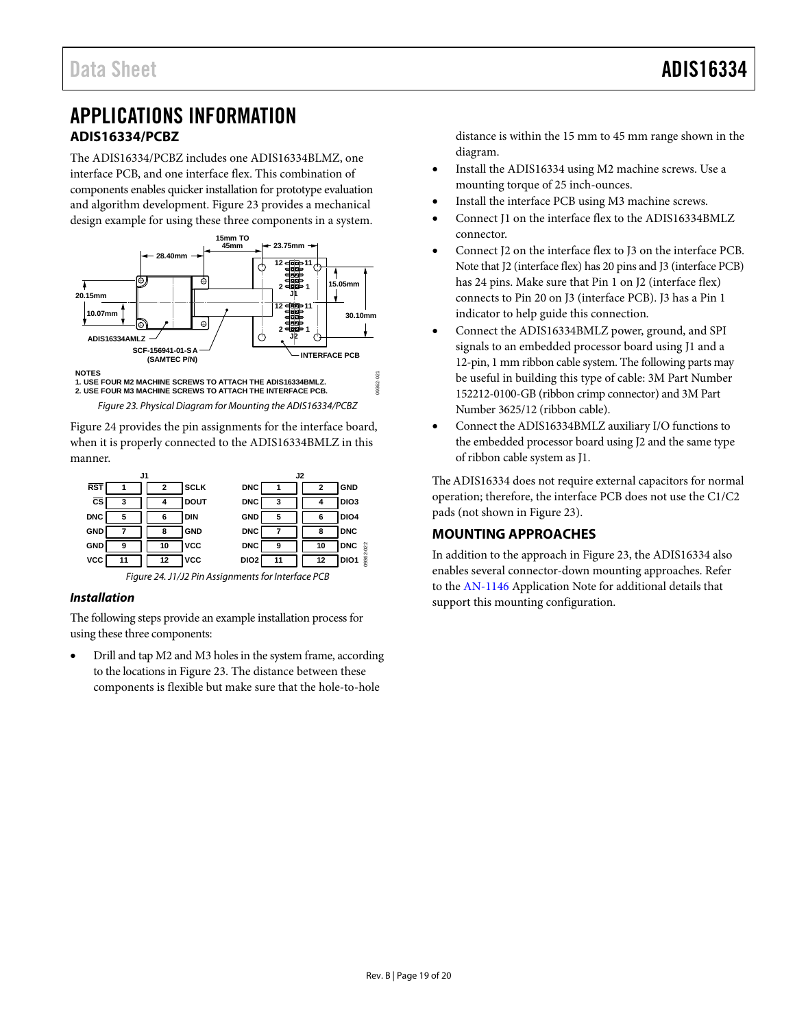# APPLICATIONS INFORMATION

## ADIS16334/PCBZ

The ADIS16334/PCBZ includes one ADIS16334BLMZ, one interface PCB, and one interface flex. This combination of components enables quicker installation for prototype evaluation and algorithm development. Figure 23 provides a mechanical design example for using these three components in a system.

NOTES
1. USE FOUR M2 MACHINE SCREWS TO ATTACH THE ADIS16334BMLZ.
2. USE FOUR M3 MACHINE SCREWS TO ATTACH THE INTERFACE PCB.

*Figure 23. Physical Diagram for Mounting the ADIS16334/PCBZ*

Figure 24 provides the pin assignments for the interface board, when it is properly connected to the ADIS16334BMLZ in this manner.

| J1 Signal | Pin | Pin | J1 Signal |
|---|---|---|---|
| RST | 1 | 2 | SCLK |
| CS | 3 | 4 | DOUT |
| DNC | 5 | 6 | DIN |
| GND | 7 | 8 | GND |
| GND | 9 | 10 | VCC |
| VCC | 11 | 12 | VCC |

| J2 Signal | Pin | Pin | J2 Signal |
|---|---|---|---|
| DNC | 1 | 2 | GND |
| DNC | 3 | 4 | DIO3 |
| GND | 5 | 6 | DIO4 |
| DNC | 7 | 8 | DNC |
| DNC | 9 | 10 | DNC |
| DIO2 | 11 | 12 | DIO1 |

*Figure 24. J1/J2 Pin Assignments for Interface PCB*

### *Installation*

The following steps provide an example installation process for using these three components:

- Drill and tap M2 and M3 holes in the system frame, according to the locations in Figure 23. The distance between these components is flexible but make sure that the hole-to-hole distance is within the 15 mm to 45 mm range shown in the diagram.
- Install the ADIS16334 using M2 machine screws. Use a mounting torque of 25 inch-ounces.
- Install the interface PCB using M3 machine screws.
- Connect J1 on the interface flex to the ADIS16334BMLZ connector.
- Connect J2 on the interface flex to J3 on the interface PCB. Note that J2 (interface flex) has 20 pins and J3 (interface PCB) has 24 pins. Make sure that Pin 1 on J2 (interface flex) connects to Pin 20 on J3 (interface PCB). J3 has a Pin 1 indicator to help guide this connection.
- Connect the ADIS16334BMLZ power, ground, and SPI signals to an embedded processor board using J1 and a 12-pin, 1 mm ribbon cable system. The following parts may be useful in building this type of cable: 3M Part Number 152212-0100-GB (ribbon crimp connector) and 3M Part Number 3625/12 (ribbon cable).
- Connect the ADIS16334BMLZ auxiliary I/O functions to the embedded processor board using J2 and the same type of ribbon cable system as J1.

The ADIS16334 does not require external capacitors for normal operation; therefore, the interface PCB does not use the C1/C2 pads (not shown in Figure 23).

## MOUNTING APPROACHES

In addition to the approach in Figure 23, the ADIS16334 also enables several connector-down mounting approaches. Refer to the AN-1146 Application Note for additional details that support this mounting configuration.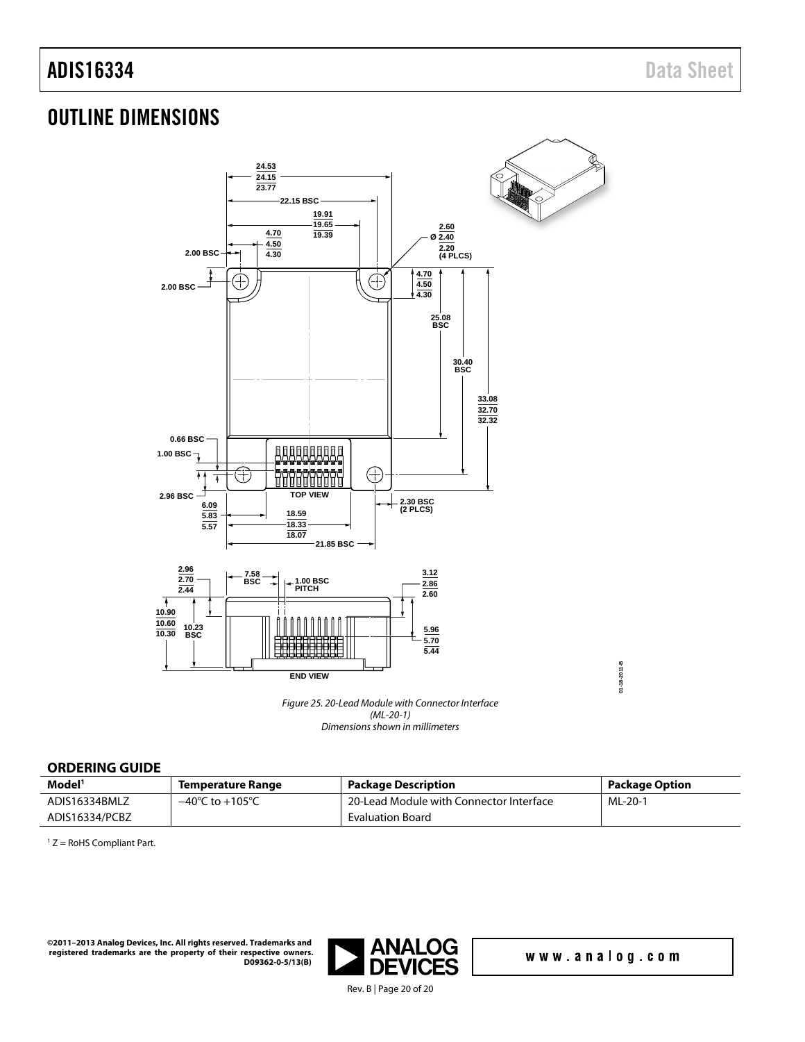## OUTLINE DIMENSIONS

24.53
24.15
23.77
22.15 BSC
19.91
19.65
19.39
4.70
4.50
4.30
2.00 BSC
2.00 BSC
Ø 2.60
2.40
2.20
(4 PLCS)
4.70
4.50
4.30
25.08
BSC
30.40
BSC
33.08
32.70
32.32
0.66 BSC
1.00 BSC
2.96 BSC
TOP VIEW
2.30 BSC
(2 PLCS)
6.09
5.83
5.57
18.59
18.33
18.07
21.85 BSC

2.96
2.70
2.44
7.58
BSC
1.00 BSC
PITCH
3.12
2.86
2.60
10.90
10.60
10.30
10.23
BSC
5.96
5.70
5.44
END VIEW

01-18-2011-B

*Figure 25. 20-Lead Module with Connector Interface*
*(ML-20-1)*
*Dimensions shown in millimeters*

### ORDERING GUIDE

| Model[1] | Temperature Range | Package Description | Package Option |
|---|---|---|---|
| ADIS16334BMLZ | −40°C to +105°C | 20-Lead Module with Connector Interface | ML-20-1 |
| ADIS16334/PCBZ | | Evaluation Board | |

[1] Z = RoHS Compliant Part.

**©2011–2013 Analog Devices, Inc. All rights reserved. Trademarks and registered trademarks are the property of their respective owners.**
**D09362-0-5/13(B)**

www.analog.com